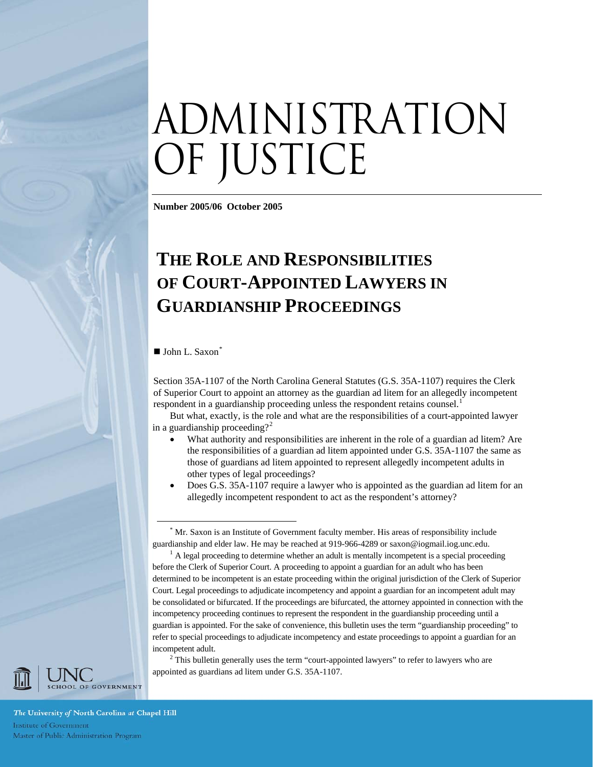# ADMINISTRATION OF JUSTICE

**Number 2005/06 October 2005**

## THE ROLE AND RESPONSIBILITIES OF COURT-APPOINTED LAWYERS IN GUARDIANSHIP PROCEEDINGS

■ John L. Saxon[*]

Section 35A-1107 of the North Carolina General Statutes (G.S. 35A-1107) requires the Clerk of Superior Court to appoint an attorney as the guardian ad litem for an allegedly incompetent respondent in a guardianship proceeding unless the respondent retains counsel.[1]

But what, exactly, is the role and what are the responsibilities of a court-appointed lawyer in a guardianship proceeding?[2]

- What authority and responsibilities are inherent in the role of a guardian ad litem? Are the responsibilities of a guardian ad litem appointed under G.S. 35A-1107 the same as those of guardians ad litem appointed to represent allegedly incompetent adults in other types of legal proceedings?
- Does G.S. 35A-1107 require a lawyer who is appointed as the guardian ad litem for an allegedly incompetent respondent to act as the respondent's attorney?

---

[*] Mr. Saxon is an Institute of Government faculty member. His areas of responsibility include guardianship and elder law. He may be reached at 919-966-4289 or saxon@iogmail.iog.unc.edu.

[1] A legal proceeding to determine whether an adult is mentally incompetent is a special proceeding before the Clerk of Superior Court. A proceeding to appoint a guardian for an adult who has been determined to be incompetent is an estate proceeding within the original jurisdiction of the Clerk of Superior Court. Legal proceedings to adjudicate incompetency and appoint a guardian for an incompetent adult may be consolidated or bifurcated. If the proceedings are bifurcated, the attorney appointed in connection with the incompetency proceeding continues to represent the respondent in the guardianship proceeding until a guardian is appointed. For the sake of convenience, this bulletin uses the term "guardianship proceeding" to refer to special proceedings to adjudicate incompetency and estate proceedings to appoint a guardian for an incompetent adult.

[2] This bulletin generally uses the term "court-appointed lawyers" to refer to lawyers who are appointed as guardians ad litem under G.S. 35A-1107.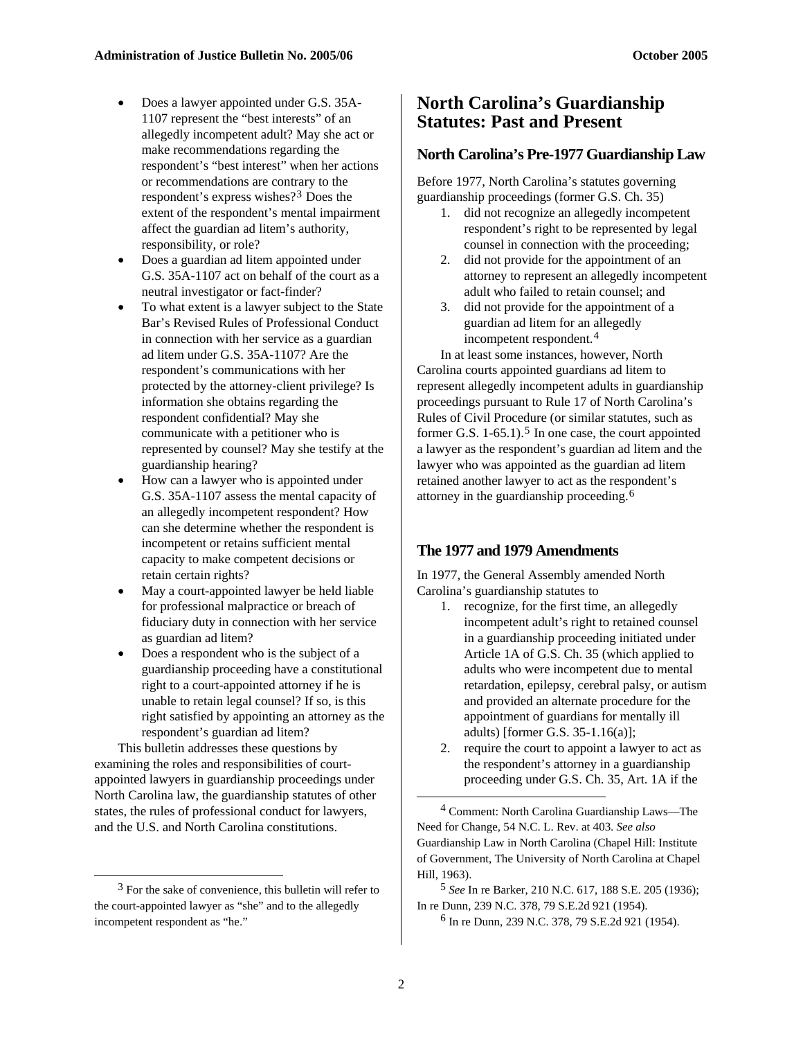- Does a lawyer appointed under G.S. 35A-1107 represent the "best interests" of an allegedly incompetent adult? May she act or make recommendations regarding the respondent's "best interest" when her actions or recommendations are contrary to the respondent's express wishes?[3] Does the extent of the respondent's mental impairment affect the guardian ad litem's authority, responsibility, or role?
- Does a guardian ad litem appointed under G.S. 35A-1107 act on behalf of the court as a neutral investigator or fact-finder?
- To what extent is a lawyer subject to the State Bar's Revised Rules of Professional Conduct in connection with her service as a guardian ad litem under G.S. 35A-1107? Are the respondent's communications with her protected by the attorney-client privilege? Is information she obtains regarding the respondent confidential? May she communicate with a petitioner who is represented by counsel? May she testify at the guardianship hearing?
- How can a lawyer who is appointed under G.S. 35A-1107 assess the mental capacity of an allegedly incompetent respondent? How can she determine whether the respondent is incompetent or retains sufficient mental capacity to make competent decisions or retain certain rights?
- May a court-appointed lawyer be held liable for professional malpractice or breach of fiduciary duty in connection with her service as guardian ad litem?
- Does a respondent who is the subject of a guardianship proceeding have a constitutional right to a court-appointed attorney if he is unable to retain legal counsel? If so, is this right satisfied by appointing an attorney as the respondent's guardian ad litem?

This bulletin addresses these questions by examining the roles and responsibilities of court-appointed lawyers in guardianship proceedings under North Carolina law, the guardianship statutes of other states, the rules of professional conduct for lawyers, and the U.S. and North Carolina constitutions.

[3] For the sake of convenience, this bulletin will refer to the court-appointed lawyer as "she" and to the allegedly incompetent respondent as "he."

## North Carolina's Guardianship Statutes: Past and Present

### North Carolina's Pre-1977 Guardianship Law

Before 1977, North Carolina's statutes governing guardianship proceedings (former G.S. Ch. 35)

1. did not recognize an allegedly incompetent respondent's right to be represented by legal counsel in connection with the proceeding;
2. did not provide for the appointment of an attorney to represent an allegedly incompetent adult who failed to retain counsel; and
3. did not provide for the appointment of a guardian ad litem for an allegedly incompetent respondent.[4]

In at least some instances, however, North Carolina courts appointed guardians ad litem to represent allegedly incompetent adults in guardianship proceedings pursuant to Rule 17 of North Carolina's Rules of Civil Procedure (or similar statutes, such as former G.S. 1-65.1).[5] In one case, the court appointed a lawyer as the respondent's guardian ad litem and the lawyer who was appointed as the guardian ad litem retained another lawyer to act as the respondent's attorney in the guardianship proceeding.[6]

### The 1977 and 1979 Amendments

In 1977, the General Assembly amended North Carolina's guardianship statutes to

1. recognize, for the first time, an allegedly incompetent adult's right to retained counsel in a guardianship proceeding initiated under Article 1A of G.S. Ch. 35 (which applied to adults who were incompetent due to mental retardation, epilepsy, cerebral palsy, or autism and provided an alternate procedure for the appointment of guardians for mentally ill adults) [former G.S. 35-1.16(a)];
2. require the court to appoint a lawyer to act as the respondent's attorney in a guardianship proceeding under G.S. Ch. 35, Art. 1A if the

[4] Comment: North Carolina Guardianship Laws—The Need for Change, 54 N.C. L. Rev. at 403. *See also* Guardianship Law in North Carolina (Chapel Hill: Institute of Government, The University of North Carolina at Chapel Hill, 1963).

[5] *See* In re Barker, 210 N.C. 617, 188 S.E. 205 (1936); In re Dunn, 239 N.C. 378, 79 S.E.2d 921 (1954).

[6] In re Dunn, 239 N.C. 378, 79 S.E.2d 921 (1954).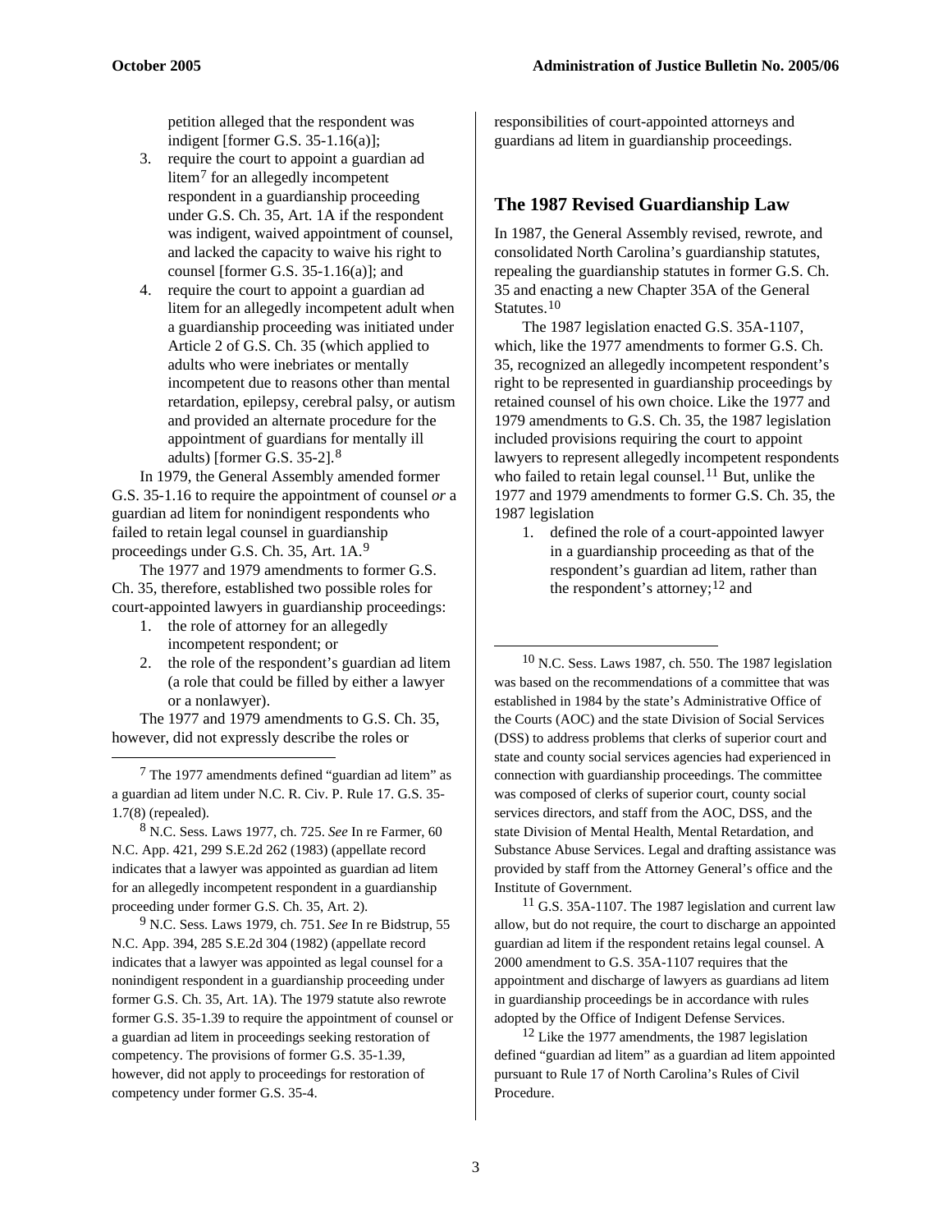petition alleged that the respondent was indigent [former G.S. 35-1.16(a)];

3. require the court to appoint a guardian ad litem[7] for an allegedly incompetent respondent in a guardianship proceeding under G.S. Ch. 35, Art. 1A if the respondent was indigent, waived appointment of counsel, and lacked the capacity to waive his right to counsel [former G.S. 35-1.16(a)]; and
4. require the court to appoint a guardian ad litem for an allegedly incompetent adult when a guardianship proceeding was initiated under Article 2 of G.S. Ch. 35 (which applied to adults who were inebriates or mentally incompetent due to reasons other than mental retardation, epilepsy, cerebral palsy, or autism and provided an alternate procedure for the appointment of guardians for mentally ill adults) [former G.S. 35-2].[8]

In 1979, the General Assembly amended former G.S. 35-1.16 to require the appointment of counsel *or* a guardian ad litem for nonindigent respondents who failed to retain legal counsel in guardianship proceedings under G.S. Ch. 35, Art. 1A.[9]

The 1977 and 1979 amendments to former G.S. Ch. 35, therefore, established two possible roles for court-appointed lawyers in guardianship proceedings:

1. the role of attorney for an allegedly incompetent respondent; or
2. the role of the respondent's guardian ad litem (a role that could be filled by either a lawyer or a nonlawyer).

The 1977 and 1979 amendments to G.S. Ch. 35, however, did not expressly describe the roles or responsibilities of court-appointed attorneys and guardians ad litem in guardianship proceedings.

## The 1987 Revised Guardianship Law

In 1987, the General Assembly revised, rewrote, and consolidated North Carolina's guardianship statutes, repealing the guardianship statutes in former G.S. Ch. 35 and enacting a new Chapter 35A of the General Statutes.[10]

The 1987 legislation enacted G.S. 35A-1107, which, like the 1977 amendments to former G.S. Ch. 35, recognized an allegedly incompetent respondent's right to be represented in guardianship proceedings by retained counsel of his own choice. Like the 1977 and 1979 amendments to G.S. Ch. 35, the 1987 legislation included provisions requiring the court to appoint lawyers to represent allegedly incompetent respondents who failed to retain legal counsel.[11] But, unlike the 1977 and 1979 amendments to former G.S. Ch. 35, the 1987 legislation

1. defined the role of a court-appointed lawyer in a guardianship proceeding as that of the respondent's guardian ad litem, rather than the respondent's attorney;[12] and

---

[7] The 1977 amendments defined "guardian ad litem" as a guardian ad litem under N.C. R. Civ. P. Rule 17. G.S. 35-1.7(8) (repealed).

[8] N.C. Sess. Laws 1977, ch. 725. *See* In re Farmer, 60 N.C. App. 421, 299 S.E.2d 262 (1983) (appellate record indicates that a lawyer was appointed as guardian ad litem for an allegedly incompetent respondent in a guardianship proceeding under former G.S. Ch. 35, Art. 2).

[9] N.C. Sess. Laws 1979, ch. 751. *See* In re Bidstrup, 55 N.C. App. 394, 285 S.E.2d 304 (1982) (appellate record indicates that a lawyer was appointed as legal counsel for a nonindigent respondent in a guardianship proceeding under former G.S. Ch. 35, Art. 1A). The 1979 statute also rewrote former G.S. 35-1.39 to require the appointment of counsel or a guardian ad litem in proceedings seeking restoration of competency. The provisions of former G.S. 35-1.39, however, did not apply to proceedings for restoration of competency under former G.S. 35-4.

[10] N.C. Sess. Laws 1987, ch. 550. The 1987 legislation was based on the recommendations of a committee that was established in 1984 by the state's Administrative Office of the Courts (AOC) and the state Division of Social Services (DSS) to address problems that clerks of superior court and state and county social services agencies had experienced in connection with guardianship proceedings. The committee was composed of clerks of superior court, county social services directors, and staff from the AOC, DSS, and the state Division of Mental Health, Mental Retardation, and Substance Abuse Services. Legal and drafting assistance was provided by staff from the Attorney General's office and the Institute of Government.

[11] G.S. 35A-1107. The 1987 legislation and current law allow, but do not require, the court to discharge an appointed guardian ad litem if the respondent retains legal counsel. A 2000 amendment to G.S. 35A-1107 requires that the appointment and discharge of lawyers as guardians ad litem in guardianship proceedings be in accordance with rules adopted by the Office of Indigent Defense Services.

[12] Like the 1977 amendments, the 1987 legislation defined "guardian ad litem" as a guardian ad litem appointed pursuant to Rule 17 of North Carolina's Rules of Civil Procedure.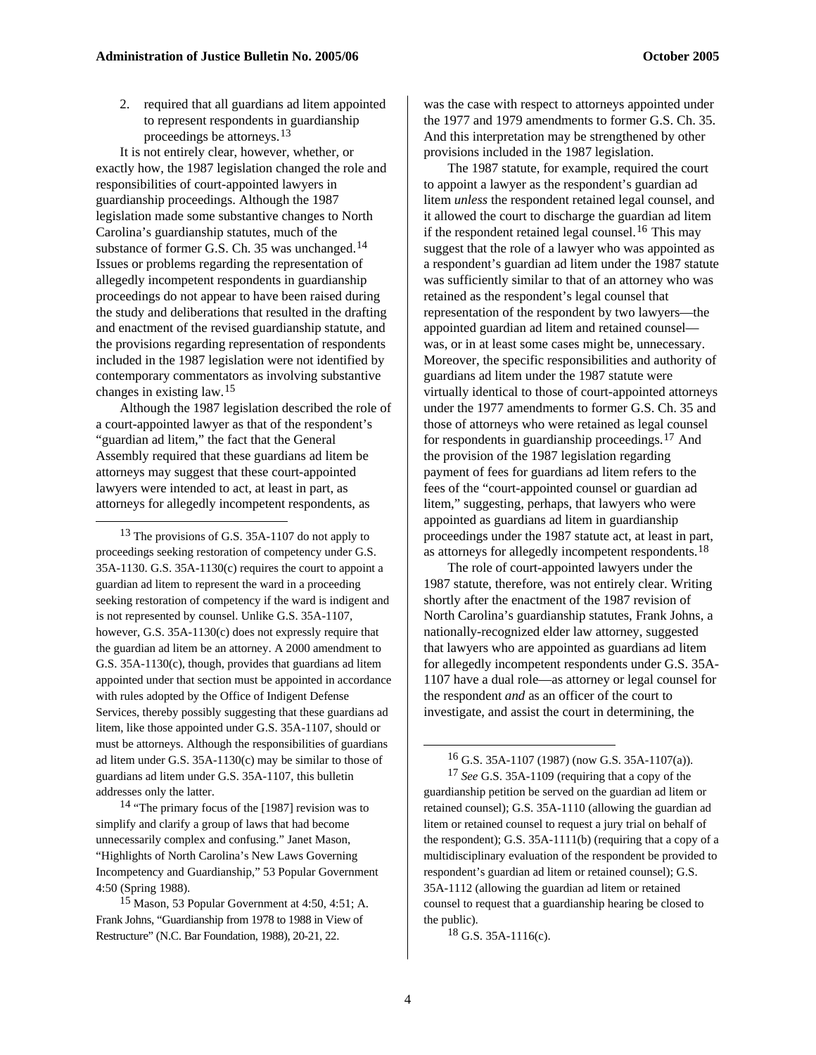2. required that all guardians ad litem appointed to represent respondents in guardianship proceedings be attorneys.[13]

It is not entirely clear, however, whether, or exactly how, the 1987 legislation changed the role and responsibilities of court-appointed lawyers in guardianship proceedings. Although the 1987 legislation made some substantive changes to North Carolina's guardianship statutes, much of the substance of former G.S. Ch. 35 was unchanged.[14] Issues or problems regarding the representation of allegedly incompetent respondents in guardianship proceedings do not appear to have been raised during the study and deliberations that resulted in the drafting and enactment of the revised guardianship statute, and the provisions regarding representation of respondents included in the 1987 legislation were not identified by contemporary commentators as involving substantive changes in existing law.[15]

Although the 1987 legislation described the role of a court-appointed lawyer as that of the respondent's "guardian ad litem," the fact that the General Assembly required that these guardians ad litem be attorneys may suggest that these court-appointed lawyers were intended to act, at least in part, as attorneys for allegedly incompetent respondents, as was the case with respect to attorneys appointed under the 1977 and 1979 amendments to former G.S. Ch. 35. And this interpretation may be strengthened by other provisions included in the 1987 legislation.

The 1987 statute, for example, required the court to appoint a lawyer as the respondent's guardian ad litem *unless* the respondent retained legal counsel, and it allowed the court to discharge the guardian ad litem if the respondent retained legal counsel.[16] This may suggest that the role of a lawyer who was appointed as a respondent's guardian ad litem under the 1987 statute was sufficiently similar to that of an attorney who was retained as the respondent's legal counsel that representation of the respondent by two lawyers—the appointed guardian ad litem and retained counsel—was, or in at least some cases might be, unnecessary. Moreover, the specific responsibilities and authority of guardians ad litem under the 1987 statute were virtually identical to those of court-appointed attorneys under the 1977 amendments to former G.S. Ch. 35 and those of attorneys who were retained as legal counsel for respondents in guardianship proceedings.[17] And the provision of the 1987 legislation regarding payment of fees for guardians ad litem refers to the fees of the "court-appointed counsel or guardian ad litem," suggesting, perhaps, that lawyers who were appointed as guardians ad litem in guardianship proceedings under the 1987 statute act, at least in part, as attorneys for allegedly incompetent respondents.[18]

The role of court-appointed lawyers under the 1987 statute, therefore, was not entirely clear. Writing shortly after the enactment of the 1987 revision of North Carolina's guardianship statutes, Frank Johns, a nationally-recognized elder law attorney, suggested that lawyers who are appointed as guardians ad litem for allegedly incompetent respondents under G.S. 35A-1107 have a dual role—as attorney or legal counsel for the respondent *and* as an officer of the court to investigate, and assist the court in determining, the

---

[13] The provisions of G.S. 35A-1107 do not apply to proceedings seeking restoration of competency under G.S. 35A-1130. G.S. 35A-1130(c) requires the court to appoint a guardian ad litem to represent the ward in a proceeding seeking restoration of competency if the ward is indigent and is not represented by counsel. Unlike G.S. 35A-1107, however, G.S. 35A-1130(c) does not expressly require that the guardian ad litem be an attorney. A 2000 amendment to G.S. 35A-1130(c), though, provides that guardians ad litem appointed under that section must be appointed in accordance with rules adopted by the Office of Indigent Defense Services, thereby possibly suggesting that these guardians ad litem, like those appointed under G.S. 35A-1107, should or must be attorneys. Although the responsibilities of guardians ad litem under G.S. 35A-1130(c) may be similar to those of guardians ad litem under G.S. 35A-1107, this bulletin addresses only the latter.

[14] "The primary focus of the [1987] revision was to simplify and clarify a group of laws that had become unnecessarily complex and confusing." Janet Mason, "Highlights of North Carolina's New Laws Governing Incompetency and Guardianship," 53 Popular Government 4:50 (Spring 1988).

[15] Mason, 53 Popular Government at 4:50, 4:51; A. Frank Johns, "Guardianship from 1978 to 1988 in View of Restructure" (N.C. Bar Foundation, 1988), 20-21, 22.

[16] G.S. 35A-1107 (1987) (now G.S. 35A-1107(a)).

[17] *See* G.S. 35A-1109 (requiring that a copy of the guardianship petition be served on the guardian ad litem or retained counsel); G.S. 35A-1110 (allowing the guardian ad litem or retained counsel to request a jury trial on behalf of the respondent); G.S. 35A-1111(b) (requiring that a copy of a multidisciplinary evaluation of the respondent be provided to respondent's guardian ad litem or retained counsel); G.S. 35A-1112 (allowing the guardian ad litem or retained counsel to request that a guardianship hearing be closed to the public).

[18] G.S. 35A-1116(c).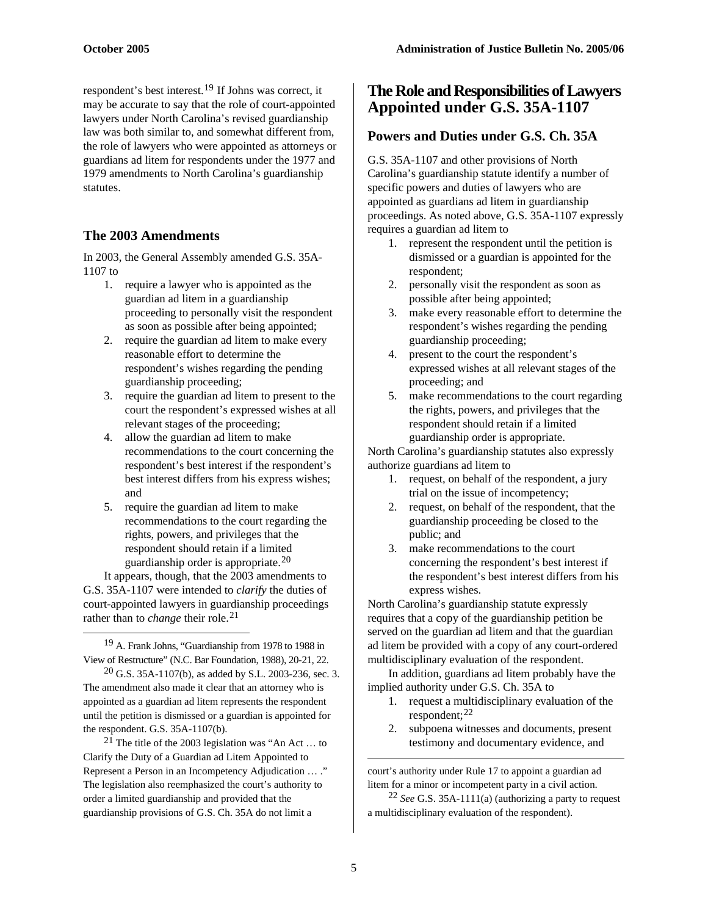respondent's best interest.[19] If Johns was correct, it may be accurate to say that the role of court-appointed lawyers under North Carolina's revised guardianship law was both similar to, and somewhat different from, the role of lawyers who were appointed as attorneys or guardians ad litem for respondents under the 1977 and 1979 amendments to North Carolina's guardianship statutes.

### The 2003 Amendments

In 2003, the General Assembly amended G.S. 35A-1107 to

1. require a lawyer who is appointed as the guardian ad litem in a guardianship proceeding to personally visit the respondent as soon as possible after being appointed;
2. require the guardian ad litem to make every reasonable effort to determine the respondent's wishes regarding the pending guardianship proceeding;
3. require the guardian ad litem to present to the court the respondent's expressed wishes at all relevant stages of the proceeding;
4. allow the guardian ad litem to make recommendations to the court concerning the respondent's best interest if the respondent's best interest differs from his express wishes; and
5. require the guardian ad litem to make recommendations to the court regarding the rights, powers, and privileges that the respondent should retain if a limited guardianship order is appropriate.[20]

It appears, though, that the 2003 amendments to G.S. 35A-1107 were intended to *clarify* the duties of court-appointed lawyers in guardianship proceedings rather than to *change* their role.[21]

## The Role and Responsibilities of Lawyers Appointed under G.S. 35A-1107

### Powers and Duties under G.S. Ch. 35A

G.S. 35A-1107 and other provisions of North Carolina's guardianship statute identify a number of specific powers and duties of lawyers who are appointed as guardians ad litem in guardianship proceedings. As noted above, G.S. 35A-1107 expressly requires a guardian ad litem to

1. represent the respondent until the petition is dismissed or a guardian is appointed for the respondent;
2. personally visit the respondent as soon as possible after being appointed;
3. make every reasonable effort to determine the respondent's wishes regarding the pending guardianship proceeding;
4. present to the court the respondent's expressed wishes at all relevant stages of the proceeding; and
5. make recommendations to the court regarding the rights, powers, and privileges that the respondent should retain if a limited guardianship order is appropriate.

North Carolina's guardianship statutes also expressly authorize guardians ad litem to

1. request, on behalf of the respondent, a jury trial on the issue of incompetency;
2. request, on behalf of the respondent, that the guardianship proceeding be closed to the public; and
3. make recommendations to the court concerning the respondent's best interest if the respondent's best interest differs from his express wishes.

North Carolina's guardianship statute expressly requires that a copy of the guardianship petition be served on the guardian ad litem and that the guardian ad litem be provided with a copy of any court-ordered multidisciplinary evaluation of the respondent.

In addition, guardians ad litem probably have the implied authority under G.S. Ch. 35A to

1. request a multidisciplinary evaluation of the respondent;[22]
2. subpoena witnesses and documents, present testimony and documentary evidence, and

---

[19] A. Frank Johns, "Guardianship from 1978 to 1988 in View of Restructure" (N.C. Bar Foundation, 1988), 20-21, 22.

[20] G.S. 35A-1107(b), as added by S.L. 2003-236, sec. 3. The amendment also made it clear that an attorney who is appointed as a guardian ad litem represents the respondent until the petition is dismissed or a guardian is appointed for the respondent. G.S. 35A-1107(b).

[21] The title of the 2003 legislation was "An Act … to Clarify the Duty of a Guardian ad Litem Appointed to Represent a Person in an Incompetency Adjudication … ." The legislation also reemphasized the court's authority to order a limited guardianship and provided that the guardianship provisions of G.S. Ch. 35A do not limit a court's authority under Rule 17 to appoint a guardian ad litem for a minor or incompetent party in a civil action.

[22] *See* G.S. 35A-1111(a) (authorizing a party to request a multidisciplinary evaluation of the respondent).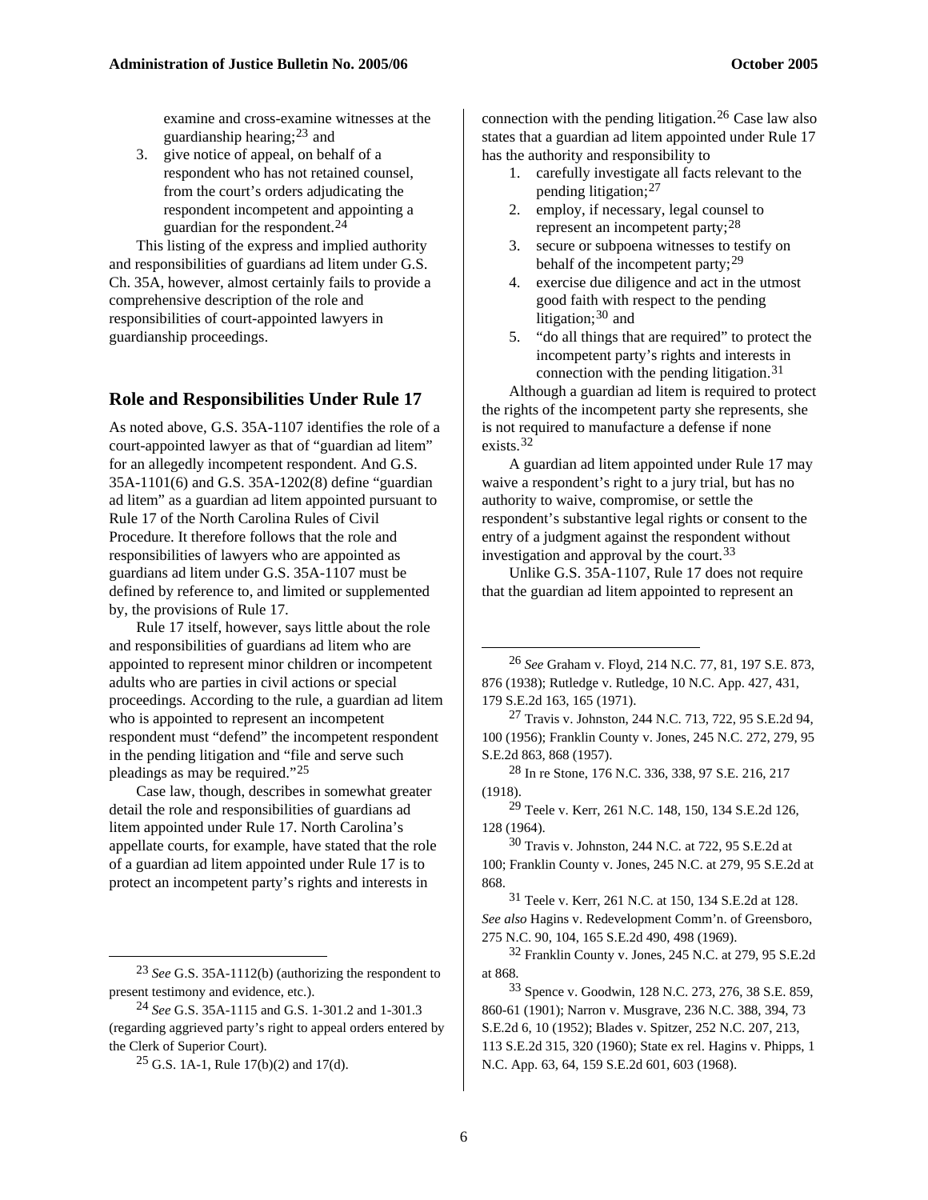examine and cross-examine witnesses at the guardianship hearing;[23] and

3. give notice of appeal, on behalf of a respondent who has not retained counsel, from the court's orders adjudicating the respondent incompetent and appointing a guardian for the respondent.[24]

This listing of the express and implied authority and responsibilities of guardians ad litem under G.S. Ch. 35A, however, almost certainly fails to provide a comprehensive description of the role and responsibilities of court-appointed lawyers in guardianship proceedings.

## Role and Responsibilities Under Rule 17

As noted above, G.S. 35A-1107 identifies the role of a court-appointed lawyer as that of "guardian ad litem" for an allegedly incompetent respondent. And G.S. 35A-1101(6) and G.S. 35A-1202(8) define "guardian ad litem" as a guardian ad litem appointed pursuant to Rule 17 of the North Carolina Rules of Civil Procedure. It therefore follows that the role and responsibilities of lawyers who are appointed as guardians ad litem under G.S. 35A-1107 must be defined by reference to, and limited or supplemented by, the provisions of Rule 17.

Rule 17 itself, however, says little about the role and responsibilities of guardians ad litem who are appointed to represent minor children or incompetent adults who are parties in civil actions or special proceedings. According to the rule, a guardian ad litem who is appointed to represent an incompetent respondent must "defend" the incompetent respondent in the pending litigation and "file and serve such pleadings as may be required."[25]

Case law, though, describes in somewhat greater detail the role and responsibilities of guardians ad litem appointed under Rule 17. North Carolina's appellate courts, for example, have stated that the role of a guardian ad litem appointed under Rule 17 is to protect an incompetent party's rights and interests in connection with the pending litigation.[26] Case law also states that a guardian ad litem appointed under Rule 17 has the authority and responsibility to

1. carefully investigate all facts relevant to the pending litigation;[27]
2. employ, if necessary, legal counsel to represent an incompetent party;[28]
3. secure or subpoena witnesses to testify on behalf of the incompetent party;[29]
4. exercise due diligence and act in the utmost good faith with respect to the pending litigation;[30] and
5. "do all things that are required" to protect the incompetent party's rights and interests in connection with the pending litigation.[31]

Although a guardian ad litem is required to protect the rights of the incompetent party she represents, she is not required to manufacture a defense if none exists.[32]

A guardian ad litem appointed under Rule 17 may waive a respondent's right to a jury trial, but has no authority to waive, compromise, or settle the respondent's substantive legal rights or consent to the entry of a judgment against the respondent without investigation and approval by the court.[33]

Unlike G.S. 35A-1107, Rule 17 does not require that the guardian ad litem appointed to represent an

---

[23] *See* G.S. 35A-1112(b) (authorizing the respondent to present testimony and evidence, etc.).

[24] *See* G.S. 35A-1115 and G.S. 1-301.2 and 1-301.3 (regarding aggrieved party's right to appeal orders entered by the Clerk of Superior Court).

[25] G.S. 1A-1, Rule 17(b)(2) and 17(d).

[26] *See* Graham v. Floyd, 214 N.C. 77, 81, 197 S.E. 873, 876 (1938); Rutledge v. Rutledge, 10 N.C. App. 427, 431, 179 S.E.2d 163, 165 (1971).

[27] Travis v. Johnston, 244 N.C. 713, 722, 95 S.E.2d 94, 100 (1956); Franklin County v. Jones, 245 N.C. 272, 279, 95 S.E.2d 863, 868 (1957).

[28] In re Stone, 176 N.C. 336, 338, 97 S.E. 216, 217 (1918).

[29] Teele v. Kerr, 261 N.C. 148, 150, 134 S.E.2d 126, 128 (1964).

[30] Travis v. Johnston, 244 N.C. at 722, 95 S.E.2d at 100; Franklin County v. Jones, 245 N.C. at 279, 95 S.E.2d at 868.

[31] Teele v. Kerr, 261 N.C. at 150, 134 S.E.2d at 128. *See also* Hagins v. Redevelopment Comm'n. of Greensboro, 275 N.C. 90, 104, 165 S.E.2d 490, 498 (1969).

[32] Franklin County v. Jones, 245 N.C. at 279, 95 S.E.2d at 868.

[33] Spence v. Goodwin, 128 N.C. 273, 276, 38 S.E. 859, 860-61 (1901); Narron v. Musgrave, 236 N.C. 388, 394, 73 S.E.2d 6, 10 (1952); Blades v. Spitzer, 252 N.C. 207, 213, 113 S.E.2d 315, 320 (1960); State ex rel. Hagins v. Phipps, 1 N.C. App. 63, 64, 159 S.E.2d 601, 603 (1968).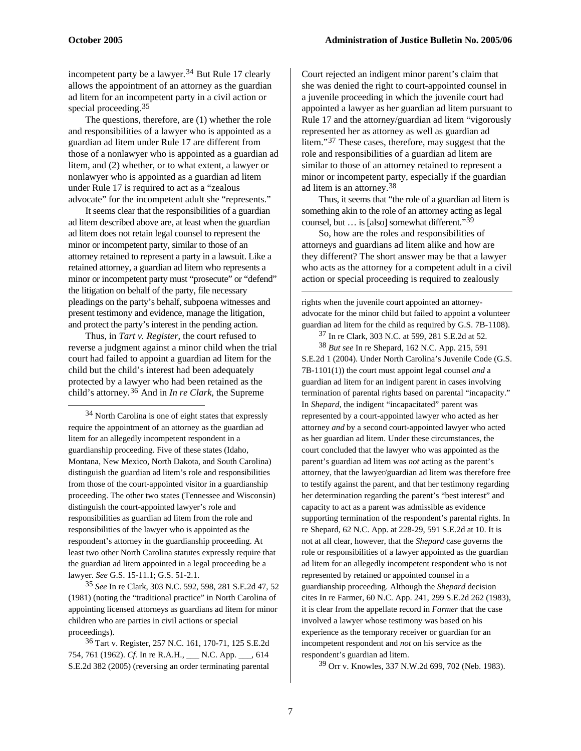incompetent party be a lawyer.[34] But Rule 17 clearly allows the appointment of an attorney as the guardian ad litem for an incompetent party in a civil action or special proceeding.[35]

The questions, therefore, are (1) whether the role and responsibilities of a lawyer who is appointed as a guardian ad litem under Rule 17 are different from those of a nonlawyer who is appointed as a guardian ad litem, and (2) whether, or to what extent, a lawyer or nonlawyer who is appointed as a guardian ad litem under Rule 17 is required to act as a "zealous advocate" for the incompetent adult she "represents."

It seems clear that the responsibilities of a guardian ad litem described above are, at least when the guardian ad litem does not retain legal counsel to represent the minor or incompetent party, similar to those of an attorney retained to represent a party in a lawsuit. Like a retained attorney, a guardian ad litem who represents a minor or incompetent party must "prosecute" or "defend" the litigation on behalf of the party, file necessary pleadings on the party's behalf, subpoena witnesses and present testimony and evidence, manage the litigation, and protect the party's interest in the pending action.

Thus, in *Tart v. Register*, the court refused to reverse a judgment against a minor child when the trial court had failed to appoint a guardian ad litem for the child but the child's interest had been adequately protected by a lawyer who had been retained as the child's attorney.[36] And in *In re Clark*, the Supreme Court rejected an indigent minor parent's claim that she was denied the right to court-appointed counsel in a juvenile proceeding in which the juvenile court had appointed a lawyer as her guardian ad litem pursuant to Rule 17 and the attorney/guardian ad litem "vigorously represented her as attorney as well as guardian ad litem."[37] These cases, therefore, may suggest that the role and responsibilities of a guardian ad litem are similar to those of an attorney retained to represent a minor or incompetent party, especially if the guardian ad litem is an attorney.[38]

Thus, it seems that "the role of a guardian ad litem is something akin to the role of an attorney acting as legal counsel, but … is [also] somewhat different."[39]

So, how are the roles and responsibilities of attorneys and guardians ad litem alike and how are they different? The short answer may be that a lawyer who acts as the attorney for a competent adult in a civil action or special proceeding is required to zealously

---

[34] North Carolina is one of eight states that expressly require the appointment of an attorney as the guardian ad litem for an allegedly incompetent respondent in a guardianship proceeding. Five of these states (Idaho, Montana, New Mexico, North Dakota, and South Carolina) distinguish the guardian ad litem's role and responsibilities from those of the court-appointed visitor in a guardianship proceeding. The other two states (Tennessee and Wisconsin) distinguish the court-appointed lawyer's role and responsibilities as guardian ad litem from the role and responsibilities of the lawyer who is appointed as the respondent's attorney in the guardianship proceeding. At least two other North Carolina statutes expressly require that the guardian ad litem appointed in a legal proceeding be a lawyer. *See* G.S. 15-11.1; G.S. 51-2.1.

[35] *See* In re Clark, 303 N.C. 592, 598, 281 S.E.2d 47, 52 (1981) (noting the "traditional practice" in North Carolina of appointing licensed attorneys as guardians ad litem for minor children who are parties in civil actions or special proceedings).

[36] Tart v. Register, 257 N.C. 161, 170-71, 125 S.E.2d 754, 761 (1962). *Cf.* In re R.A.H., ___ N.C. App. ___, 614 S.E.2d 382 (2005) (reversing an order terminating parental rights when the juvenile court appointed an attorney-advocate for the minor child but failed to appoint a volunteer guardian ad litem for the child as required by G.S. 7B-1108).

[37] In re Clark, 303 N.C. at 599, 281 S.E.2d at 52.

[38] *But see* In re Shepard, 162 N.C. App. 215, 591 S.E.2d 1 (2004). Under North Carolina's Juvenile Code (G.S. 7B-1101(1)) the court must appoint legal counsel *and* a guardian ad litem for an indigent parent in cases involving termination of parental rights based on parental "incapacity." In *Shepard*, the indigent "incapacitated" parent was represented by a court-appointed lawyer who acted as her attorney *and* by a second court-appointed lawyer who acted as her guardian ad litem. Under these circumstances, the court concluded that the lawyer who was appointed as the parent's guardian ad litem was *not* acting as the parent's attorney, that the lawyer/guardian ad litem was therefore free to testify against the parent, and that her testimony regarding her determination regarding the parent's "best interest" and capacity to act as a parent was admissible as evidence supporting termination of the respondent's parental rights. In re Shepard, 62 N.C. App. at 228-29, 591 S.E.2d at 10. It is not at all clear, however, that the *Shepard* case governs the role or responsibilities of a lawyer appointed as the guardian ad litem for an allegedly incompetent respondent who is not represented by retained or appointed counsel in a guardianship proceeding. Although the *Shepard* decision cites In re Farmer, 60 N.C. App. 241, 299 S.E.2d 262 (1983), it is clear from the appellate record in *Farmer* that the case involved a lawyer whose testimony was based on his experience as the temporary receiver or guardian for an incompetent respondent and *not* on his service as the respondent's guardian ad litem.

[39] Orr v. Knowles, 337 N.W.2d 699, 702 (Neb. 1983).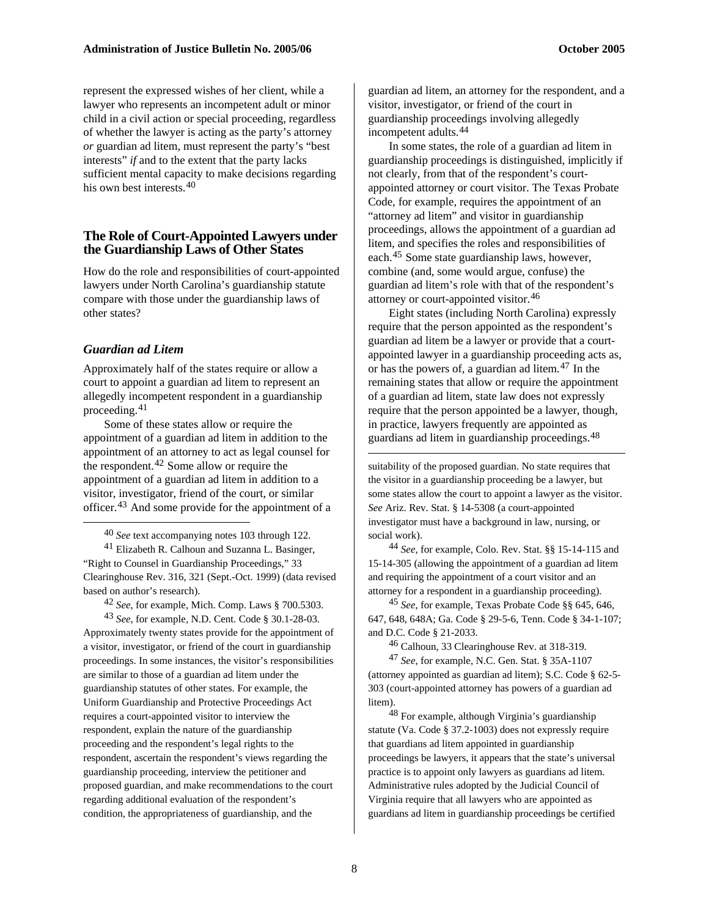represent the expressed wishes of her client, while a lawyer who represents an incompetent adult or minor child in a civil action or special proceeding, regardless of whether the lawyer is acting as the party's attorney *or* guardian ad litem, must represent the party's "best interests" *if* and to the extent that the party lacks sufficient mental capacity to make decisions regarding his own best interests.[40]

## The Role of Court-Appointed Lawyers under the Guardianship Laws of Other States

How do the role and responsibilities of court-appointed lawyers under North Carolina's guardianship statute compare with those under the guardianship laws of other states?

### *Guardian ad Litem*

Approximately half of the states require or allow a court to appoint a guardian ad litem to represent an allegedly incompetent respondent in a guardianship proceeding.[41]

Some of these states allow or require the appointment of a guardian ad litem in addition to the appointment of an attorney to act as legal counsel for the respondent.[42] Some allow or require the appointment of a guardian ad litem in addition to a visitor, investigator, friend of the court, or similar officer.[43] And some provide for the appointment of a guardian ad litem, an attorney for the respondent, and a visitor, investigator, or friend of the court in guardianship proceedings involving allegedly incompetent adults.[44]

In some states, the role of a guardian ad litem in guardianship proceedings is distinguished, implicitly if not clearly, from that of the respondent's court-appointed attorney or court visitor. The Texas Probate Code, for example, requires the appointment of an "attorney ad litem" and visitor in guardianship proceedings, allows the appointment of a guardian ad litem, and specifies the roles and responsibilities of each.[45] Some state guardianship laws, however, combine (and, some would argue, confuse) the guardian ad litem's role with that of the respondent's attorney or court-appointed visitor.[46]

Eight states (including North Carolina) expressly require that the person appointed as the respondent's guardian ad litem be a lawyer or provide that a court-appointed lawyer in a guardianship proceeding acts as, or has the powers of, a guardian ad litem.[47] In the remaining states that allow or require the appointment of a guardian ad litem, state law does not expressly require that the person appointed be a lawyer, though, in practice, lawyers frequently are appointed as guardians ad litem in guardianship proceedings.[48]

---

[40] *See* text accompanying notes 103 through 122.

[41] Elizabeth R. Calhoun and Suzanna L. Basinger, "Right to Counsel in Guardianship Proceedings," 33 Clearinghouse Rev. 316, 321 (Sept.-Oct. 1999) (data revised based on author's research).

[42] *See*, for example, Mich. Comp. Laws § 700.5303.

[43] *See*, for example, N.D. Cent. Code § 30.1-28-03. Approximately twenty states provide for the appointment of a visitor, investigator, or friend of the court in guardianship proceedings. In some instances, the visitor's responsibilities are similar to those of a guardian ad litem under the guardianship statutes of other states. For example, the Uniform Guardianship and Protective Proceedings Act requires a court-appointed visitor to interview the respondent, explain the nature of the guardianship proceeding and the respondent's legal rights to the respondent, ascertain the respondent's views regarding the guardianship proceeding, interview the petitioner and proposed guardian, and make recommendations to the court regarding additional evaluation of the respondent's condition, the appropriateness of guardianship, and the suitability of the proposed guardian. No state requires that the visitor in a guardianship proceeding be a lawyer, but some states allow the court to appoint a lawyer as the visitor. *See* Ariz. Rev. Stat. § 14-5308 (a court-appointed investigator must have a background in law, nursing, or social work).

[44] *See*, for example, Colo. Rev. Stat. §§ 15-14-115 and 15-14-305 (allowing the appointment of a guardian ad litem and requiring the appointment of a court visitor and an attorney for a respondent in a guardianship proceeding).

[45] *See*, for example, Texas Probate Code §§ 645, 646, 647, 648, 648A; Ga. Code § 29-5-6, Tenn. Code § 34-1-107; and D.C. Code § 21-2033.

[46] Calhoun, 33 Clearinghouse Rev. at 318-319.

[47] *See*, for example, N.C. Gen. Stat. § 35A-1107 (attorney appointed as guardian ad litem); S.C. Code § 62-5-303 (court-appointed attorney has powers of a guardian ad litem).

[48] For example, although Virginia's guardianship statute (Va. Code § 37.2-1003) does not expressly require that guardians ad litem appointed in guardianship proceedings be lawyers, it appears that the state's universal practice is to appoint only lawyers as guardians ad litem. Administrative rules adopted by the Judicial Council of Virginia require that all lawyers who are appointed as guardians ad litem in guardianship proceedings be certified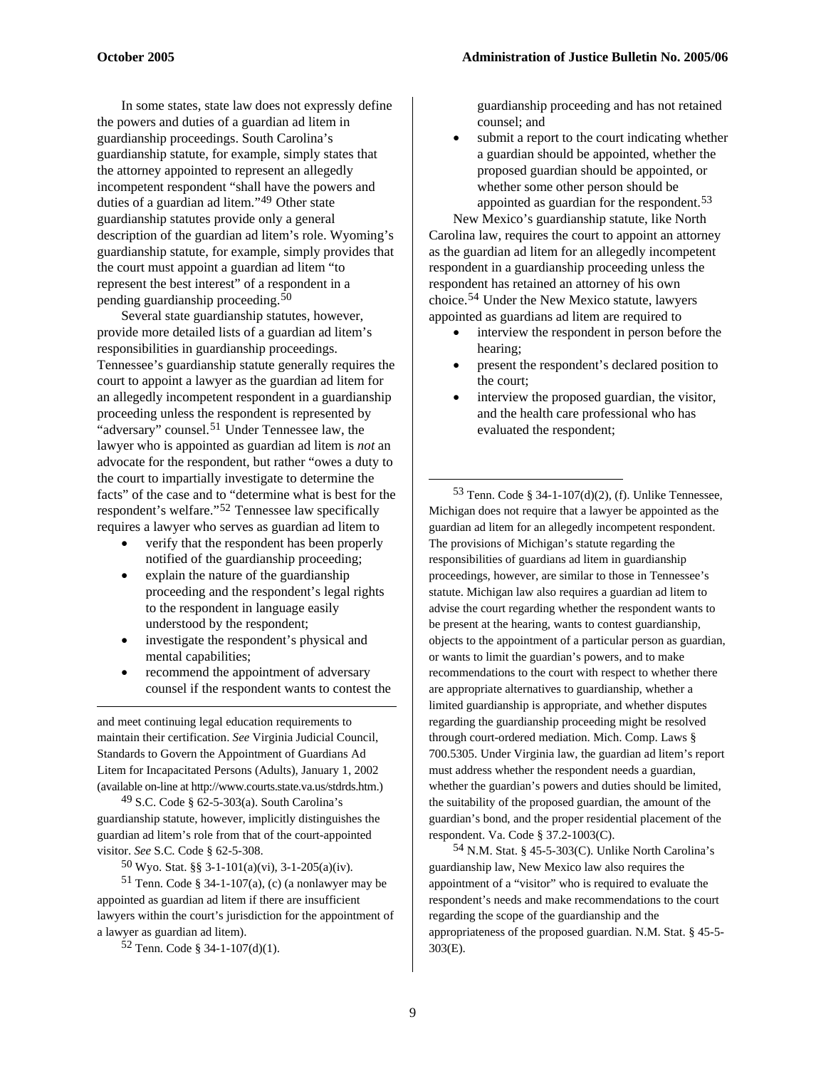In some states, state law does not expressly define the powers and duties of a guardian ad litem in guardianship proceedings. South Carolina's guardianship statute, for example, simply states that the attorney appointed to represent an allegedly incompetent respondent "shall have the powers and duties of a guardian ad litem."[49] Other state guardianship statutes provide only a general description of the guardian ad litem's role. Wyoming's guardianship statute, for example, simply provides that the court must appoint a guardian ad litem "to represent the best interest" of a respondent in a pending guardianship proceeding.[50]

Several state guardianship statutes, however, provide more detailed lists of a guardian ad litem's responsibilities in guardianship proceedings. Tennessee's guardianship statute generally requires the court to appoint a lawyer as the guardian ad litem for an allegedly incompetent respondent in a guardianship proceeding unless the respondent is represented by "adversary" counsel.[51] Under Tennessee law, the lawyer who is appointed as guardian ad litem is *not* an advocate for the respondent, but rather "owes a duty to the court to impartially investigate to determine the facts" of the case and to "determine what is best for the respondent's welfare."[52] Tennessee law specifically requires a lawyer who serves as guardian ad litem to

- verify that the respondent has been properly notified of the guardianship proceeding;
- explain the nature of the guardianship proceeding and the respondent's legal rights to the respondent in language easily understood by the respondent;
- investigate the respondent's physical and mental capabilities;
- recommend the appointment of adversary counsel if the respondent wants to contest the guardianship proceeding and has not retained counsel; and
- submit a report to the court indicating whether a guardian should be appointed, whether the proposed guardian should be appointed, or whether some other person should be appointed as guardian for the respondent.[53]

New Mexico's guardianship statute, like North Carolina law, requires the court to appoint an attorney as the guardian ad litem for an allegedly incompetent respondent in a guardianship proceeding unless the respondent has retained an attorney of his own choice.[54] Under the New Mexico statute, lawyers appointed as guardians ad litem are required to

- interview the respondent in person before the hearing;
- present the respondent's declared position to the court;
- interview the proposed guardian, the visitor, and the health care professional who has evaluated the respondent;

---

and meet continuing legal education requirements to maintain their certification. *See* Virginia Judicial Council, Standards to Govern the Appointment of Guardians Ad Litem for Incapacitated Persons (Adults), January 1, 2002 (available on-line at http://www.courts.state.va.us/stdrds.htm.)

[49] S.C. Code § 62-5-303(a). South Carolina's guardianship statute, however, implicitly distinguishes the guardian ad litem's role from that of the court-appointed visitor. *See* S.C. Code § 62-5-308.

[50] Wyo. Stat. §§ 3-1-101(a)(vi), 3-1-205(a)(iv).

[51] Tenn. Code § 34-1-107(a), (c) (a nonlawyer may be appointed as guardian ad litem if there are insufficient lawyers within the court's jurisdiction for the appointment of a lawyer as guardian ad litem).

[52] Tenn. Code § 34-1-107(d)(1).

[53] Tenn. Code § 34-1-107(d)(2), (f). Unlike Tennessee, Michigan does not require that a lawyer be appointed as the guardian ad litem for an allegedly incompetent respondent. The provisions of Michigan's statute regarding the responsibilities of guardians ad litem in guardianship proceedings, however, are similar to those in Tennessee's statute. Michigan law also requires a guardian ad litem to advise the court regarding whether the respondent wants to be present at the hearing, wants to contest guardianship, objects to the appointment of a particular person as guardian, or wants to limit the guardian's powers, and to make recommendations to the court with respect to whether there are appropriate alternatives to guardianship, whether a limited guardianship is appropriate, and whether disputes regarding the guardianship proceeding might be resolved through court-ordered mediation. Mich. Comp. Laws § 700.5305. Under Virginia law, the guardian ad litem's report must address whether the respondent needs a guardian, whether the guardian's powers and duties should be limited, the suitability of the proposed guardian, the amount of the guardian's bond, and the proper residential placement of the respondent. Va. Code § 37.2-1003(C).

[54] N.M. Stat. § 45-5-303(C). Unlike North Carolina's guardianship law, New Mexico law also requires the appointment of a "visitor" who is required to evaluate the respondent's needs and make recommendations to the court regarding the scope of the guardianship and the appropriateness of the proposed guardian. N.M. Stat. § 45-5-303(E).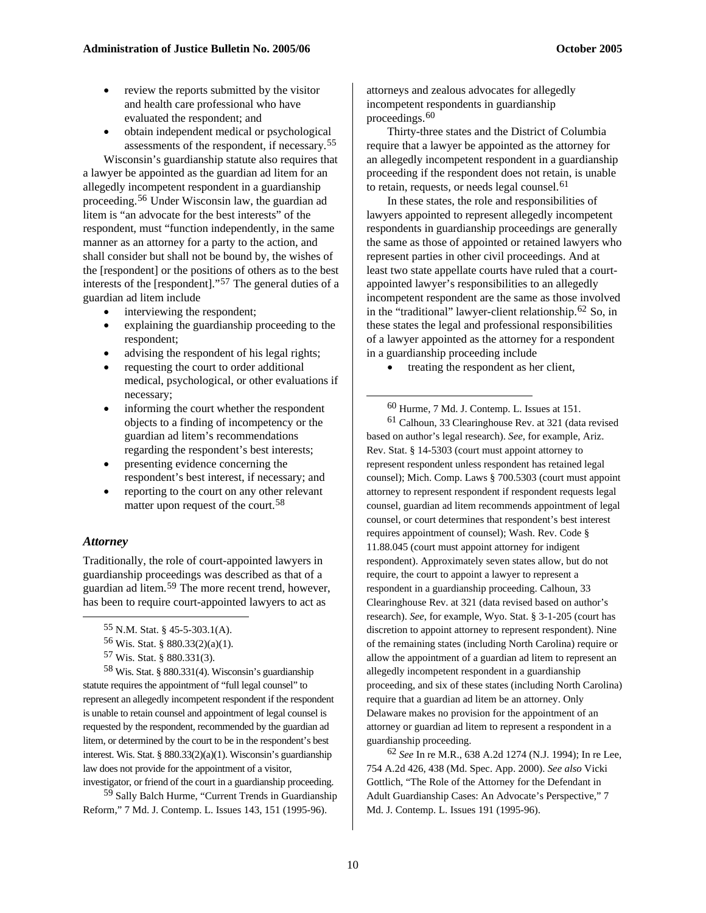- review the reports submitted by the visitor and health care professional who have evaluated the respondent; and
- obtain independent medical or psychological assessments of the respondent, if necessary.[55]

Wisconsin's guardianship statute also requires that a lawyer be appointed as the guardian ad litem for an allegedly incompetent respondent in a guardianship proceeding.[56] Under Wisconsin law, the guardian ad litem is "an advocate for the best interests" of the respondent, must "function independently, in the same manner as an attorney for a party to the action, and shall consider but shall not be bound by, the wishes of the [respondent] or the positions of others as to the best interests of the [respondent]."[57] The general duties of a guardian ad litem include

- interviewing the respondent;
- explaining the guardianship proceeding to the respondent;
- advising the respondent of his legal rights;
- requesting the court to order additional medical, psychological, or other evaluations if necessary;
- informing the court whether the respondent objects to a finding of incompetency or the guardian ad litem's recommendations regarding the respondent's best interests;
- presenting evidence concerning the respondent's best interest, if necessary; and
- reporting to the court on any other relevant matter upon request of the court.[58]

### *Attorney*

Traditionally, the role of court-appointed lawyers in guardianship proceedings was described as that of a guardian ad litem.[59] The more recent trend, however, has been to require court-appointed lawyers to act as attorneys and zealous advocates for allegedly incompetent respondents in guardianship proceedings.[60]

Thirty-three states and the District of Columbia require that a lawyer be appointed as the attorney for an allegedly incompetent respondent in a guardianship proceeding if the respondent does not retain, is unable to retain, requests, or needs legal counsel.[61]

In these states, the role and responsibilities of lawyers appointed to represent allegedly incompetent respondents in guardianship proceedings are generally the same as those of appointed or retained lawyers who represent parties in other civil proceedings. And at least two state appellate courts have ruled that a court-appointed lawyer's responsibilities to an allegedly incompetent respondent are the same as those involved in the "traditional" lawyer-client relationship.[62] So, in these states the legal and professional responsibilities of a lawyer appointed as the attorney for a respondent in a guardianship proceeding include

- treating the respondent as her client,

---

[55] N.M. Stat. § 45-5-303.1(A).

[56] Wis. Stat. § 880.33(2)(a)(1).

[57] Wis. Stat. § 880.331(3).

[58] Wis. Stat. § 880.331(4). Wisconsin's guardianship statute requires the appointment of "full legal counsel" to represent an allegedly incompetent respondent if the respondent is unable to retain counsel and appointment of legal counsel is requested by the respondent, recommended by the guardian ad litem, or determined by the court to be in the respondent's best interest. Wis. Stat. § 880.33(2)(a)(1). Wisconsin's guardianship law does not provide for the appointment of a visitor, investigator, or friend of the court in a guardianship proceeding.

[59] Sally Balch Hurme, "Current Trends in Guardianship Reform," 7 Md. J. Contemp. L. Issues 143, 151 (1995-96).

[60] Hurme, 7 Md. J. Contemp. L. Issues at 151.

[61] Calhoun, 33 Clearinghouse Rev. at 321 (data revised based on author's legal research). *See,* for example, Ariz. Rev. Stat. § 14-5303 (court must appoint attorney to represent respondent unless respondent has retained legal counsel); Mich. Comp. Laws § 700.5303 (court must appoint attorney to represent respondent if respondent requests legal counsel, guardian ad litem recommends appointment of legal counsel, or court determines that respondent's best interest requires appointment of counsel); Wash. Rev. Code § 11.88.045 (court must appoint attorney for indigent respondent). Approximately seven states allow, but do not require, the court to appoint a lawyer to represent a respondent in a guardianship proceeding. Calhoun, 33 Clearinghouse Rev. at 321 (data revised based on author's research). *See,* for example, Wyo. Stat. § 3-1-205 (court has discretion to appoint attorney to represent respondent). Nine of the remaining states (including North Carolina) require or allow the appointment of a guardian ad litem to represent an allegedly incompetent respondent in a guardianship proceeding, and six of these states (including North Carolina) require that a guardian ad litem be an attorney. Only Delaware makes no provision for the appointment of an attorney or guardian ad litem to represent a respondent in a guardianship proceeding.

[62] *See* In re M.R., 638 A.2d 1274 (N.J. 1994); In re Lee, 754 A.2d 426, 438 (Md. Spec. App. 2000). *See also* Vicki Gottlich, "The Role of the Attorney for the Defendant in Adult Guardianship Cases: An Advocate's Perspective," 7 Md. J. Contemp. L. Issues 191 (1995-96).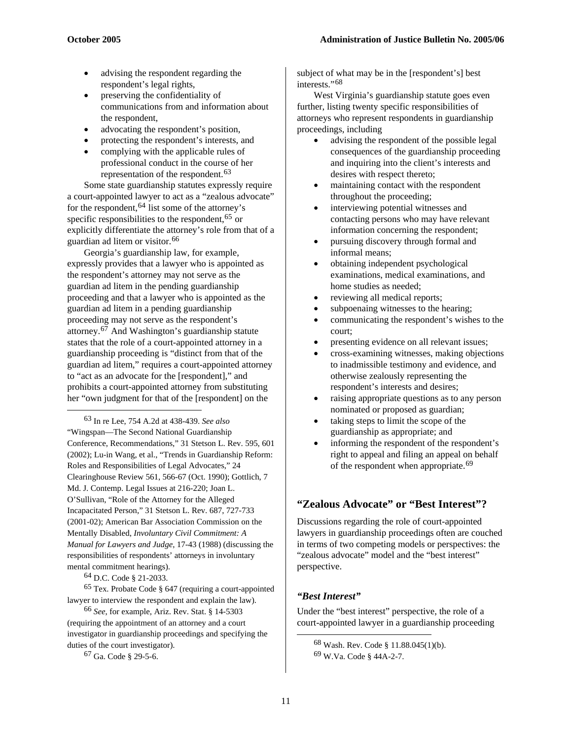- advising the respondent regarding the respondent's legal rights,
- preserving the confidentiality of communications from and information about the respondent,
- advocating the respondent's position,
- protecting the respondent's interests, and
- complying with the applicable rules of professional conduct in the course of her representation of the respondent.[63]

Some state guardianship statutes expressly require a court-appointed lawyer to act as a "zealous advocate" for the respondent,[64] list some of the attorney's specific responsibilities to the respondent,[65] or explicitly differentiate the attorney's role from that of a guardian ad litem or visitor.[66]

Georgia's guardianship law, for example, expressly provides that a lawyer who is appointed as the respondent's attorney may not serve as the guardian ad litem in the pending guardianship proceeding and that a lawyer who is appointed as the guardian ad litem in a pending guardianship proceeding may not serve as the respondent's attorney.[67] And Washington's guardianship statute states that the role of a court-appointed attorney in a guardianship proceeding is "distinct from that of the guardian ad litem," requires a court-appointed attorney to "act as an advocate for the [respondent]," and prohibits a court-appointed attorney from substituting her "own judgment for that of the [respondent] on the subject of what may be in the [respondent's] best interests."[68]

West Virginia's guardianship statute goes even further, listing twenty specific responsibilities of attorneys who represent respondents in guardianship proceedings, including

- advising the respondent of the possible legal consequences of the guardianship proceeding and inquiring into the client's interests and desires with respect thereto;
- maintaining contact with the respondent throughout the proceeding;
- interviewing potential witnesses and contacting persons who may have relevant information concerning the respondent;
- pursuing discovery through formal and informal means;
- obtaining independent psychological examinations, medical examinations, and home studies as needed;
- reviewing all medical reports;
- subpoenaing witnesses to the hearing;
- communicating the respondent's wishes to the court;
- presenting evidence on all relevant issues;
- cross-examining witnesses, making objections to inadmissible testimony and evidence, and otherwise zealously representing the respondent's interests and desires;
- raising appropriate questions as to any person nominated or proposed as guardian;
- taking steps to limit the scope of the guardianship as appropriate; and
- informing the respondent of the respondent's right to appeal and filing an appeal on behalf of the respondent when appropriate.[69]

## "Zealous Advocate" or "Best Interest"?

Discussions regarding the role of court-appointed lawyers in guardianship proceedings often are couched in terms of two competing models or perspectives: the "zealous advocate" model and the "best interest" perspective.

### *"Best Interest"*

Under the "best interest" perspective, the role of a court-appointed lawyer in a guardianship proceeding

---

[63] In re Lee, 754 A.2d at 438-439. *See also* "Wingspan—The Second National Guardianship Conference, Recommendations," 31 Stetson L. Rev. 595, 601 (2002); Lu-in Wang, et al., "Trends in Guardianship Reform: Roles and Responsibilities of Legal Advocates," 24 Clearinghouse Review 561, 566-67 (Oct. 1990); Gottlich, 7 Md. J. Contemp. Legal Issues at 216-220; Joan L. O'Sullivan, "Role of the Attorney for the Alleged Incapacitated Person," 31 Stetson L. Rev. 687, 727-733 (2001-02); American Bar Association Commission on the Mentally Disabled, *Involuntary Civil Commitment: A Manual for Lawyers and Judge*, 17-43 (1988) (discussing the responsibilities of respondents' attorneys in involuntary mental commitment hearings).

[64] D.C. Code § 21-2033.

[65] Tex. Probate Code § 647 (requiring a court-appointed lawyer to interview the respondent and explain the law).

[66] *See*, for example, Ariz. Rev. Stat. § 14-5303 (requiring the appointment of an attorney and a court investigator in guardianship proceedings and specifying the duties of the court investigator).

[67] Ga. Code § 29-5-6.

[68] Wash. Rev. Code § 11.88.045(1)(b).

[69] W.Va. Code § 44A-2-7.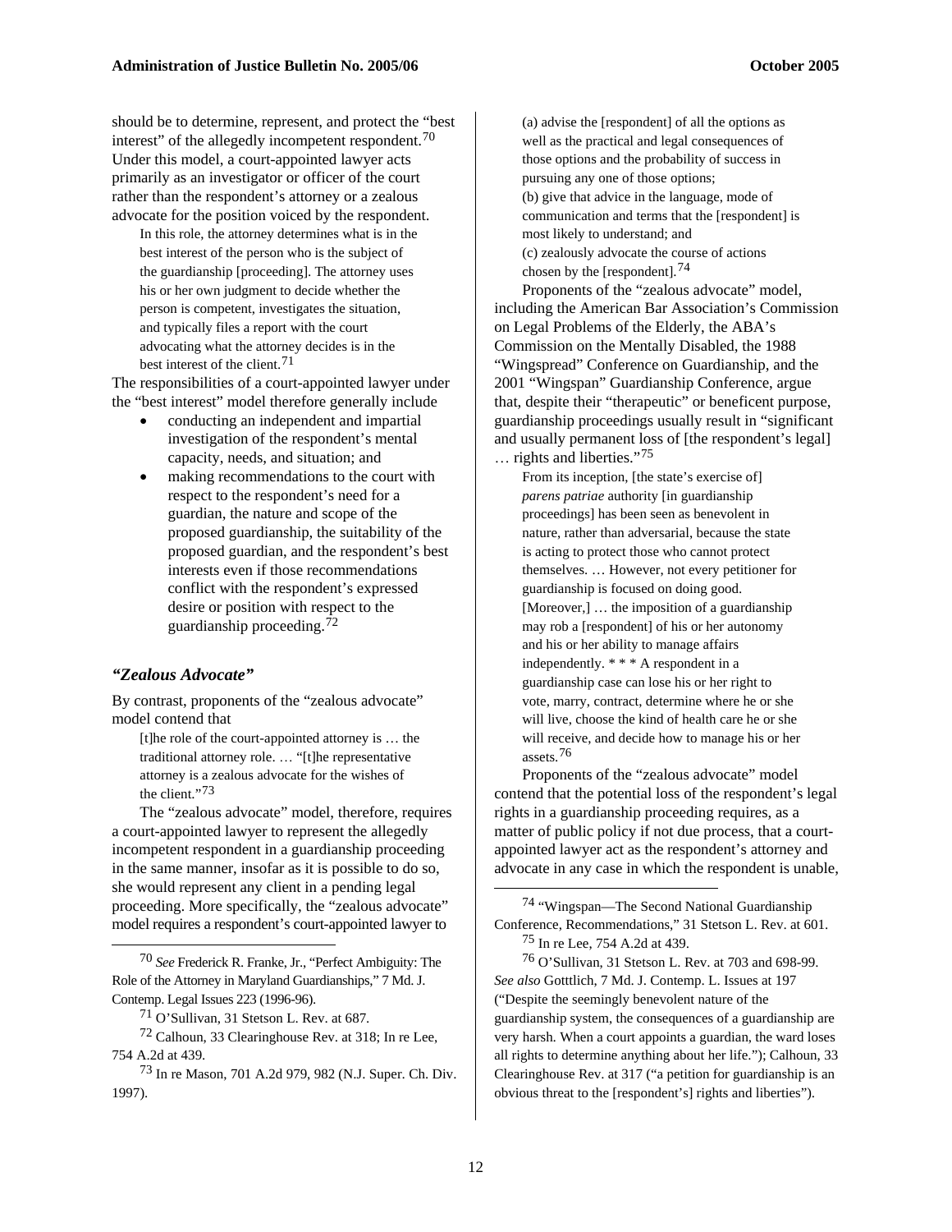should be to determine, represent, and protect the "best interest" of the allegedly incompetent respondent.[70] Under this model, a court-appointed lawyer acts primarily as an investigator or officer of the court rather than the respondent's attorney or a zealous advocate for the position voiced by the respondent.

> In this role, the attorney determines what is in the best interest of the person who is the subject of the guardianship [proceeding]. The attorney uses his or her own judgment to decide whether the person is competent, investigates the situation, and typically files a report with the court advocating what the attorney decides is in the best interest of the client.[71]

The responsibilities of a court-appointed lawyer under the "best interest" model therefore generally include

- conducting an independent and impartial investigation of the respondent's mental capacity, needs, and situation; and
- making recommendations to the court with respect to the respondent's need for a guardian, the nature and scope of the proposed guardianship, the suitability of the proposed guardian, and the respondent's best interests even if those recommendations conflict with the respondent's expressed desire or position with respect to the guardianship proceeding.[72]

### *"Zealous Advocate"*

By contrast, proponents of the "zealous advocate" model contend that

> [t]he role of the court-appointed attorney is … the traditional attorney role. … "[t]he representative attorney is a zealous advocate for the wishes of the client."[73]

The "zealous advocate" model, therefore, requires a court-appointed lawyer to represent the allegedly incompetent respondent in a guardianship proceeding in the same manner, insofar as it is possible to do so, she would represent any client in a pending legal proceeding. More specifically, the "zealous advocate" model requires a respondent's court-appointed lawyer to

> (a) advise the [respondent] of all the options as well as the practical and legal consequences of those options and the probability of success in pursuing any one of those options;
> (b) give that advice in the language, mode of communication and terms that the [respondent] is most likely to understand; and
> (c) zealously advocate the course of actions chosen by the [respondent].[74]

Proponents of the "zealous advocate" model, including the American Bar Association's Commission on Legal Problems of the Elderly, the ABA's Commission on the Mentally Disabled, the 1988 "Wingspread" Conference on Guardianship, and the 2001 "Wingspan" Guardianship Conference, argue that, despite their "therapeutic" or beneficent purpose, guardianship proceedings usually result in "significant and usually permanent loss of [the respondent's legal] … rights and liberties."[75]

> From its inception, [the state's exercise of] *parens patriae* authority [in guardianship proceedings] has been seen as benevolent in nature, rather than adversarial, because the state is acting to protect those who cannot protect themselves. … However, not every petitioner for guardianship is focused on doing good. [Moreover,] … the imposition of a guardianship may rob a [respondent] of his or her autonomy and his or her ability to manage affairs independently. * * * A respondent in a guardianship case can lose his or her right to vote, marry, contract, determine where he or she will live, choose the kind of health care he or she will receive, and decide how to manage his or her assets.[76]

Proponents of the "zealous advocate" model contend that the potential loss of the respondent's legal rights in a guardianship proceeding requires, as a matter of public policy if not due process, that a court-appointed lawyer act as the respondent's attorney and advocate in any case in which the respondent is unable,

---

[70] *See* Frederick R. Franke, Jr., "Perfect Ambiguity: The Role of the Attorney in Maryland Guardianships," 7 Md. J. Contemp. Legal Issues 223 (1996-96).

[71] O'Sullivan, 31 Stetson L. Rev. at 687.

[72] Calhoun, 33 Clearinghouse Rev. at 318; In re Lee, 754 A.2d at 439.

[73] In re Mason, 701 A.2d 979, 982 (N.J. Super. Ch. Div. 1997).

[74] "Wingspan—The Second National Guardianship Conference, Recommendations," 31 Stetson L. Rev. at 601.

[75] In re Lee, 754 A.2d at 439.

[76] O'Sullivan, 31 Stetson L. Rev. at 703 and 698-99. *See also* Gotttlich, 7 Md. J. Contemp. L. Issues at 197 ("Despite the seemingly benevolent nature of the guardianship system, the consequences of a guardianship are very harsh. When a court appoints a guardian, the ward loses all rights to determine anything about her life."); Calhoun, 33 Clearinghouse Rev. at 317 ("a petition for guardianship is an obvious threat to the [respondent's] rights and liberties").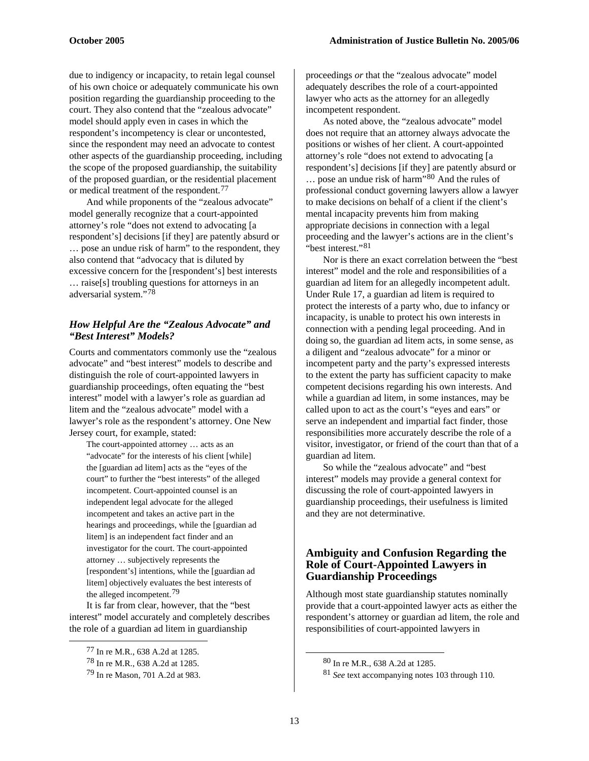due to indigency or incapacity, to retain legal counsel of his own choice or adequately communicate his own position regarding the guardianship proceeding to the court. They also contend that the "zealous advocate" model should apply even in cases in which the respondent's incompetency is clear or uncontested, since the respondent may need an advocate to contest other aspects of the guardianship proceeding, including the scope of the proposed guardianship, the suitability of the proposed guardian, or the residential placement or medical treatment of the respondent.[77]

And while proponents of the "zealous advocate" model generally recognize that a court-appointed attorney's role "does not extend to advocating [a respondent's] decisions [if they] are patently absurd or … pose an undue risk of harm" to the respondent, they also contend that "advocacy that is diluted by excessive concern for the [respondent's] best interests … raise[s] troubling questions for attorneys in an adversarial system."[78]

### *How Helpful Are the "Zealous Advocate" and "Best Interest" Models?*

Courts and commentators commonly use the "zealous advocate" and "best interest" models to describe and distinguish the role of court-appointed lawyers in guardianship proceedings, often equating the "best interest" model with a lawyer's role as guardian ad litem and the "zealous advocate" model with a lawyer's role as the respondent's attorney. One New Jersey court, for example, stated:

> The court-appointed attorney … acts as an "advocate" for the interests of his client [while] the [guardian ad litem] acts as the "eyes of the court" to further the "best interests" of the alleged incompetent. Court-appointed counsel is an independent legal advocate for the alleged incompetent and takes an active part in the hearings and proceedings, while the [guardian ad litem] is an independent fact finder and an investigator for the court. The court-appointed attorney … subjectively represents the [respondent's] intentions, while the [guardian ad litem] objectively evaluates the best interests of the alleged incompetent.[79]

It is far from clear, however, that the "best interest" model accurately and completely describes the role of a guardian ad litem in guardianship proceedings *or* that the "zealous advocate" model adequately describes the role of a court-appointed lawyer who acts as the attorney for an allegedly incompetent respondent.

As noted above, the "zealous advocate" model does not require that an attorney always advocate the positions or wishes of her client. A court-appointed attorney's role "does not extend to advocating [a respondent's] decisions [if they] are patently absurd or … pose an undue risk of harm"[80] And the rules of professional conduct governing lawyers allow a lawyer to make decisions on behalf of a client if the client's mental incapacity prevents him from making appropriate decisions in connection with a legal proceeding and the lawyer's actions are in the client's "best interest."[81]

Nor is there an exact correlation between the "best interest" model and the role and responsibilities of a guardian ad litem for an allegedly incompetent adult. Under Rule 17, a guardian ad litem is required to protect the interests of a party who, due to infancy or incapacity, is unable to protect his own interests in connection with a pending legal proceeding. And in doing so, the guardian ad litem acts, in some sense, as a diligent and "zealous advocate" for a minor or incompetent party and the party's expressed interests to the extent the party has sufficient capacity to make competent decisions regarding his own interests. And while a guardian ad litem, in some instances, may be called upon to act as the court's "eyes and ears" or serve an independent and impartial fact finder, those responsibilities more accurately describe the role of a visitor, investigator, or friend of the court than that of a guardian ad litem.

So while the "zealous advocate" and "best interest" models may provide a general context for discussing the role of court-appointed lawyers in guardianship proceedings, their usefulness is limited and they are not determinative.

## Ambiguity and Confusion Regarding the Role of Court-Appointed Lawyers in Guardianship Proceedings

Although most state guardianship statutes nominally provide that a court-appointed lawyer acts as either the respondent's attorney or guardian ad litem, the role and responsibilities of court-appointed lawyers in

---

[77] In re M.R., 638 A.2d at 1285.

[78] In re M.R., 638 A.2d at 1285.

[79] In re Mason, 701 A.2d at 983.

[80] In re M.R., 638 A.2d at 1285.

[81] *See* text accompanying notes 103 through 110.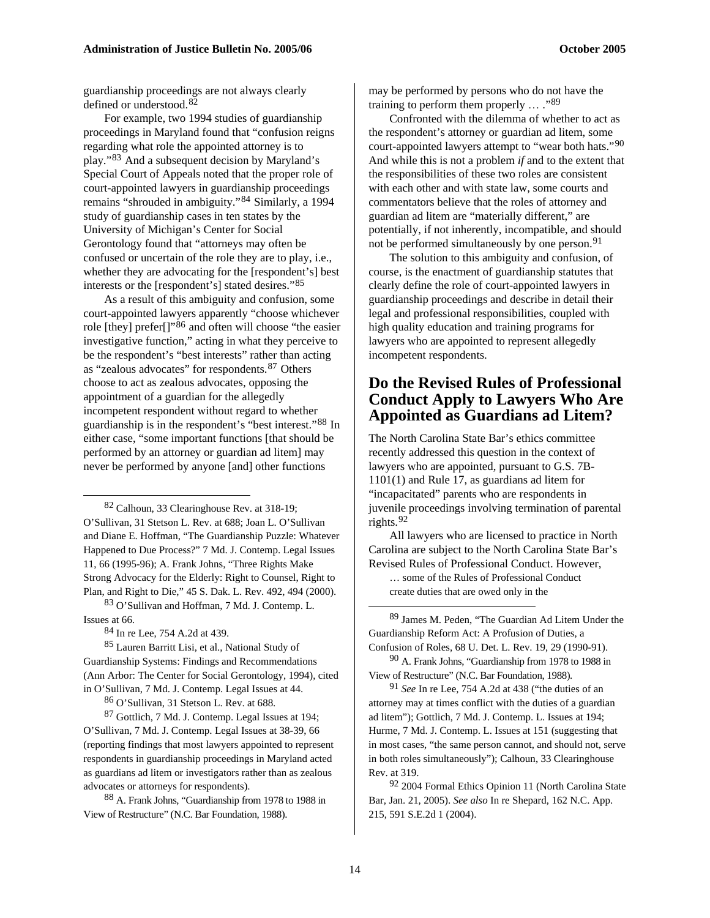guardianship proceedings are not always clearly defined or understood.[82]

For example, two 1994 studies of guardianship proceedings in Maryland found that "confusion reigns regarding what role the appointed attorney is to play."[83] And a subsequent decision by Maryland's Special Court of Appeals noted that the proper role of court-appointed lawyers in guardianship proceedings remains "shrouded in ambiguity."[84] Similarly, a 1994 study of guardianship cases in ten states by the University of Michigan's Center for Social Gerontology found that "attorneys may often be confused or uncertain of the role they are to play, i.e., whether they are advocating for the [respondent's] best interests or the [respondent's] stated desires."[85]

As a result of this ambiguity and confusion, some court-appointed lawyers apparently "choose whichever role [they] prefer[]"[86] and often will choose "the easier investigative function," acting in what they perceive to be the respondent's "best interests" rather than acting as "zealous advocates" for respondents.[87] Others choose to act as zealous advocates, opposing the appointment of a guardian for the allegedly incompetent respondent without regard to whether guardianship is in the respondent's "best interest."[88] In either case, "some important functions [that should be performed by an attorney or guardian ad litem] may never be performed by anyone [and] other functions may be performed by persons who do not have the training to perform them properly … ."[89]

Confronted with the dilemma of whether to act as the respondent's attorney or guardian ad litem, some court-appointed lawyers attempt to "wear both hats."[90] And while this is not a problem *if* and to the extent that the responsibilities of these two roles are consistent with each other and with state law, some courts and commentators believe that the roles of attorney and guardian ad litem are "materially different," are potentially, if not inherently, incompatible, and should not be performed simultaneously by one person.[91]

The solution to this ambiguity and confusion, of course, is the enactment of guardianship statutes that clearly define the role of court-appointed lawyers in guardianship proceedings and describe in detail their legal and professional responsibilities, coupled with high quality education and training programs for lawyers who are appointed to represent allegedly incompetent respondents.

## Do the Revised Rules of Professional Conduct Apply to Lawyers Who Are Appointed as Guardians ad Litem?

The North Carolina State Bar's ethics committee recently addressed this question in the context of lawyers who are appointed, pursuant to G.S. 7B-1101(1) and Rule 17, as guardians ad litem for "incapacitated" parents who are respondents in juvenile proceedings involving termination of parental rights.[92]

All lawyers who are licensed to practice in North Carolina are subject to the North Carolina State Bar's Revised Rules of Professional Conduct. However,

> … some of the Rules of Professional Conduct create duties that are owed only in the

---

[82] Calhoun, 33 Clearinghouse Rev. at 318-19; O'Sullivan, 31 Stetson L. Rev. at 688; Joan L. O'Sullivan and Diane E. Hoffman, "The Guardianship Puzzle: Whatever Happened to Due Process?" 7 Md. J. Contemp. Legal Issues 11, 66 (1995-96); A. Frank Johns, "Three Rights Make Strong Advocacy for the Elderly: Right to Counsel, Right to Plan, and Right to Die," 45 S. Dak. L. Rev. 492, 494 (2000).

[83] O'Sullivan and Hoffman, 7 Md. J. Contemp. L. Issues at 66.

[84] In re Lee, 754 A.2d at 439.

[85] Lauren Barritt Lisi, et al., National Study of Guardianship Systems: Findings and Recommendations (Ann Arbor: The Center for Social Gerontology, 1994), cited in O'Sullivan, 7 Md. J. Contemp. Legal Issues at 44.

[86] O'Sullivan, 31 Stetson L. Rev. at 688.

[87] Gottlich, 7 Md. J. Contemp. Legal Issues at 194; O'Sullivan, 7 Md. J. Contemp. Legal Issues at 38-39, 66 (reporting findings that most lawyers appointed to represent respondents in guardianship proceedings in Maryland acted as guardians ad litem or investigators rather than as zealous advocates or attorneys for respondents).

[88] A. Frank Johns, "Guardianship from 1978 to 1988 in View of Restructure" (N.C. Bar Foundation, 1988).

[89] James M. Peden, "The Guardian Ad Litem Under the Guardianship Reform Act: A Profusion of Duties, a Confusion of Roles, 68 U. Det. L. Rev. 19, 29 (1990-91).

[90] A. Frank Johns, "Guardianship from 1978 to 1988 in View of Restructure" (N.C. Bar Foundation, 1988).

[91] *See* In re Lee, 754 A.2d at 438 ("the duties of an attorney may at times conflict with the duties of a guardian ad litem"); Gottlich, 7 Md. J. Contemp. L. Issues at 194; Hurme, 7 Md. J. Contemp. L. Issues at 151 (suggesting that in most cases, "the same person cannot, and should not, serve in both roles simultaneously"); Calhoun, 33 Clearinghouse Rev. at 319.

[92] 2004 Formal Ethics Opinion 11 (North Carolina State Bar, Jan. 21, 2005). *See also* In re Shepard, 162 N.C. App. 215, 591 S.E.2d 1 (2004).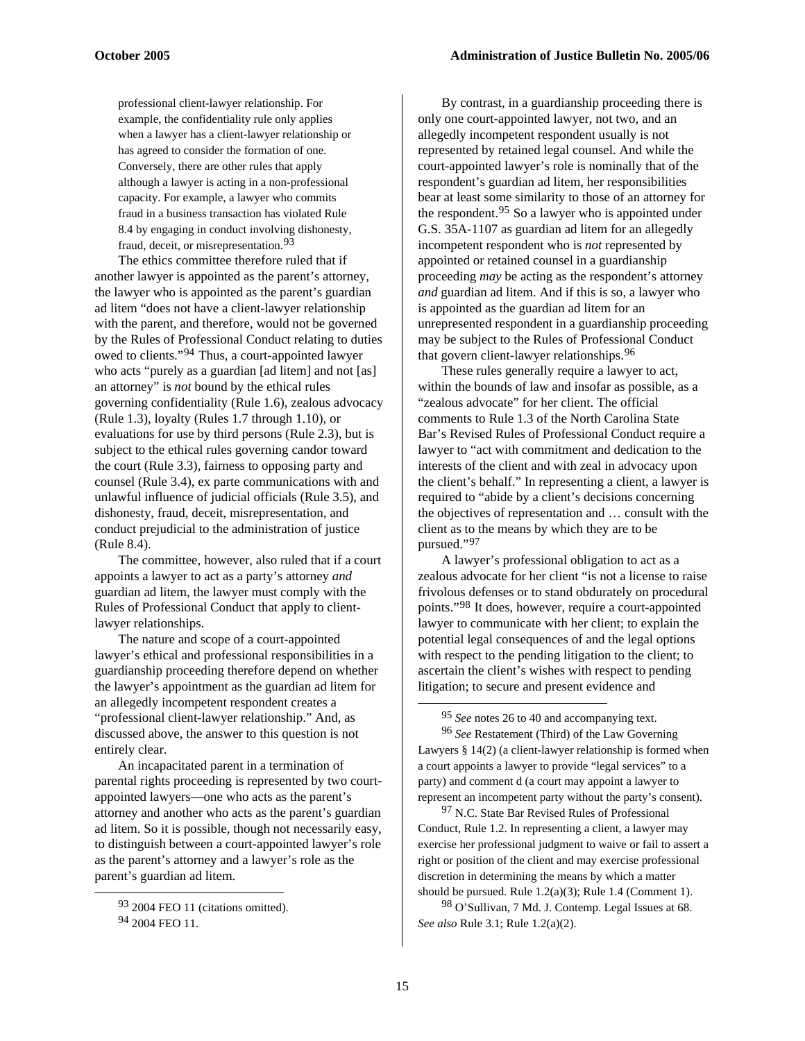> professional client-lawyer relationship. For example, the confidentiality rule only applies when a lawyer has a client-lawyer relationship or has agreed to consider the formation of one. Conversely, there are other rules that apply although a lawyer is acting in a non-professional capacity. For example, a lawyer who commits fraud in a business transaction has violated Rule 8.4 by engaging in conduct involving dishonesty, fraud, deceit, or misrepresentation.[93]

The ethics committee therefore ruled that if another lawyer is appointed as the parent's attorney, the lawyer who is appointed as the parent's guardian ad litem "does not have a client-lawyer relationship with the parent, and therefore, would not be governed by the Rules of Professional Conduct relating to duties owed to clients."[94] Thus, a court-appointed lawyer who acts "purely as a guardian [ad litem] and not [as] an attorney" is *not* bound by the ethical rules governing confidentiality (Rule 1.6), zealous advocacy (Rule 1.3), loyalty (Rules 1.7 through 1.10), or evaluations for use by third persons (Rule 2.3), but is subject to the ethical rules governing candor toward the court (Rule 3.3), fairness to opposing party and counsel (Rule 3.4), ex parte communications with and unlawful influence of judicial officials (Rule 3.5), and dishonesty, fraud, deceit, misrepresentation, and conduct prejudicial to the administration of justice (Rule 8.4).

The committee, however, also ruled that if a court appoints a lawyer to act as a party's attorney *and* guardian ad litem, the lawyer must comply with the Rules of Professional Conduct that apply to client-lawyer relationships.

The nature and scope of a court-appointed lawyer's ethical and professional responsibilities in a guardianship proceeding therefore depend on whether the lawyer's appointment as the guardian ad litem for an allegedly incompetent respondent creates a "professional client-lawyer relationship." And, as discussed above, the answer to this question is not entirely clear.

An incapacitated parent in a termination of parental rights proceeding is represented by two court-appointed lawyers—one who acts as the parent's attorney and another who acts as the parent's guardian ad litem. So it is possible, though not necessarily easy, to distinguish between a court-appointed lawyer's role as the parent's attorney and a lawyer's role as the parent's guardian ad litem.

By contrast, in a guardianship proceeding there is only one court-appointed lawyer, not two, and an allegedly incompetent respondent usually is not represented by retained legal counsel. And while the court-appointed lawyer's role is nominally that of the respondent's guardian ad litem, her responsibilities bear at least some similarity to those of an attorney for the respondent.[95] So a lawyer who is appointed under G.S. 35A-1107 as guardian ad litem for an allegedly incompetent respondent who is *not* represented by appointed or retained counsel in a guardianship proceeding *may* be acting as the respondent's attorney *and* guardian ad litem. And if this is so, a lawyer who is appointed as the guardian ad litem for an unrepresented respondent in a guardianship proceeding may be subject to the Rules of Professional Conduct that govern client-lawyer relationships.[96]

These rules generally require a lawyer to act, within the bounds of law and insofar as possible, as a "zealous advocate" for her client. The official comments to Rule 1.3 of the North Carolina State Bar's Revised Rules of Professional Conduct require a lawyer to "act with commitment and dedication to the interests of the client and with zeal in advocacy upon the client's behalf." In representing a client, a lawyer is required to "abide by a client's decisions concerning the objectives of representation and … consult with the client as to the means by which they are to be pursued."[97]

A lawyer's professional obligation to act as a zealous advocate for her client "is not a license to raise frivolous defenses or to stand obdurately on procedural points."[98] It does, however, require a court-appointed lawyer to communicate with her client; to explain the potential legal consequences of and the legal options with respect to the pending litigation to the client; to ascertain the client's wishes with respect to pending litigation; to secure and present evidence and

---

[93] 2004 FEO 11 (citations omitted).

[94] 2004 FEO 11.

[95] *See* notes 26 to 40 and accompanying text.

[96] *See* Restatement (Third) of the Law Governing Lawyers § 14(2) (a client-lawyer relationship is formed when a court appoints a lawyer to provide "legal services" to a party) and comment d (a court may appoint a lawyer to represent an incompetent party without the party's consent).

[97] N.C. State Bar Revised Rules of Professional Conduct, Rule 1.2. In representing a client, a lawyer may exercise her professional judgment to waive or fail to assert a right or position of the client and may exercise professional discretion in determining the means by which a matter should be pursued. Rule 1.2(a)(3); Rule 1.4 (Comment 1).

[98] O'Sullivan, 7 Md. J. Contemp. Legal Issues at 68. *See also* Rule 3.1; Rule 1.2(a)(2).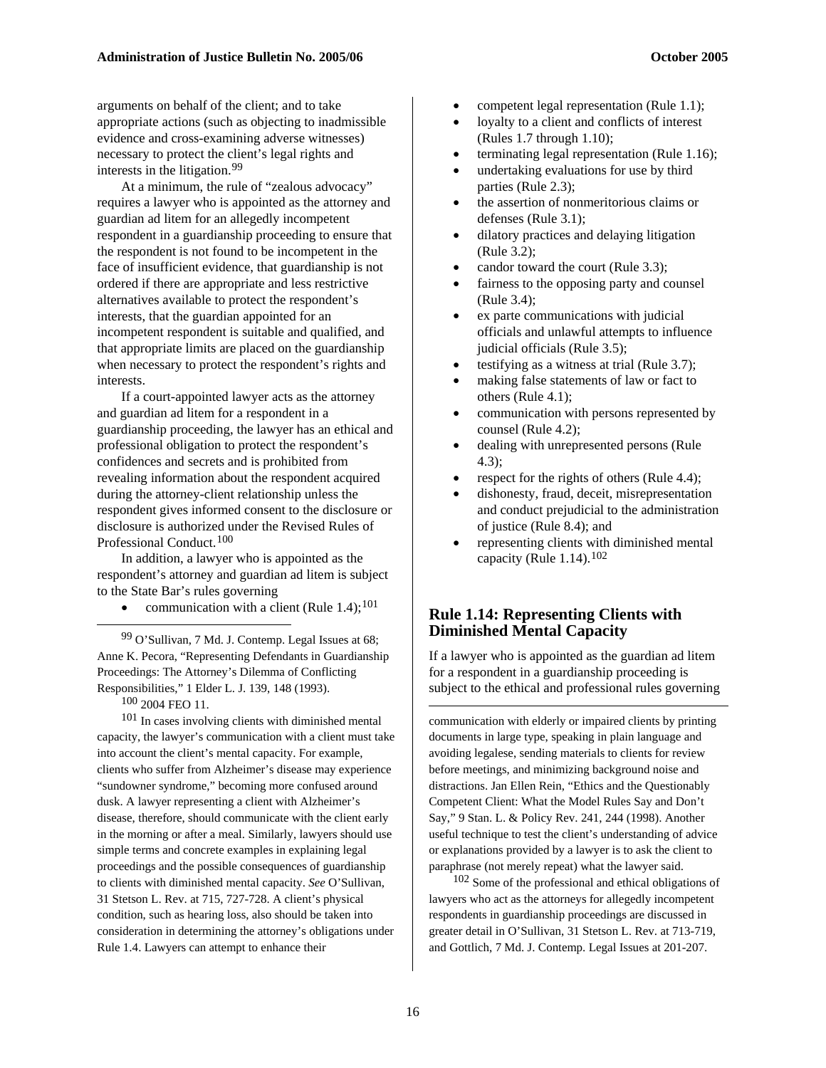arguments on behalf of the client; and to take appropriate actions (such as objecting to inadmissible evidence and cross-examining adverse witnesses) necessary to protect the client's legal rights and interests in the litigation.[99]

At a minimum, the rule of "zealous advocacy" requires a lawyer who is appointed as the attorney and guardian ad litem for an allegedly incompetent respondent in a guardianship proceeding to ensure that the respondent is not found to be incompetent in the face of insufficient evidence, that guardianship is not ordered if there are appropriate and less restrictive alternatives available to protect the respondent's interests, that the guardian appointed for an incompetent respondent is suitable and qualified, and that appropriate limits are placed on the guardianship when necessary to protect the respondent's rights and interests.

If a court-appointed lawyer acts as the attorney and guardian ad litem for a respondent in a guardianship proceeding, the lawyer has an ethical and professional obligation to protect the respondent's confidences and secrets and is prohibited from revealing information about the respondent acquired during the attorney-client relationship unless the respondent gives informed consent to the disclosure or disclosure is authorized under the Revised Rules of Professional Conduct.[100]

In addition, a lawyer who is appointed as the respondent's attorney and guardian ad litem is subject to the State Bar's rules governing

- communication with a client (Rule 1.4);[101]
- competent legal representation (Rule 1.1);
- loyalty to a client and conflicts of interest (Rules 1.7 through 1.10);
- terminating legal representation (Rule 1.16);
- undertaking evaluations for use by third parties (Rule 2.3);
- the assertion of nonmeritorious claims or defenses (Rule 3.1);
- dilatory practices and delaying litigation (Rule 3.2);
- candor toward the court (Rule 3.3);
- fairness to the opposing party and counsel (Rule 3.4);
- ex parte communications with judicial officials and unlawful attempts to influence judicial officials (Rule 3.5);
- testifying as a witness at trial (Rule 3.7);
- making false statements of law or fact to others (Rule 4.1);
- communication with persons represented by counsel (Rule 4.2);
- dealing with unrepresented persons (Rule 4.3);
- respect for the rights of others (Rule 4.4);
- dishonesty, fraud, deceit, misrepresentation and conduct prejudicial to the administration of justice (Rule 8.4); and
- representing clients with diminished mental capacity (Rule 1.14).[102]

## Rule 1.14: Representing Clients with Diminished Mental Capacity

If a lawyer who is appointed as the guardian ad litem for a respondent in a guardianship proceeding is subject to the ethical and professional rules governing

---

[99] O'Sullivan, 7 Md. J. Contemp. Legal Issues at 68; Anne K. Pecora, "Representing Defendants in Guardianship Proceedings: The Attorney's Dilemma of Conflicting Responsibilities," 1 Elder L. J. 139, 148 (1993).

[100] 2004 FEO 11.

[101] In cases involving clients with diminished mental capacity, the lawyer's communication with a client must take into account the client's mental capacity. For example, clients who suffer from Alzheimer's disease may experience "sundowner syndrome," becoming more confused around dusk. A lawyer representing a client with Alzheimer's disease, therefore, should communicate with the client early in the morning or after a meal. Similarly, lawyers should use simple terms and concrete examples in explaining legal proceedings and the possible consequences of guardianship to clients with diminished mental capacity. *See* O'Sullivan, 31 Stetson L. Rev. at 715, 727-728. A client's physical condition, such as hearing loss, also should be taken into consideration in determining the attorney's obligations under Rule 1.4. Lawyers can attempt to enhance their communication with elderly or impaired clients by printing documents in large type, speaking in plain language and avoiding legalese, sending materials to clients for review before meetings, and minimizing background noise and distractions. Jan Ellen Rein, "Ethics and the Questionably Competent Client: What the Model Rules Say and Don't Say," 9 Stan. L. & Policy Rev. 241, 244 (1998). Another useful technique to test the client's understanding of advice or explanations provided by a lawyer is to ask the client to paraphrase (not merely repeat) what the lawyer said.

[102] Some of the professional and ethical obligations of lawyers who act as the attorneys for allegedly incompetent respondents in guardianship proceedings are discussed in greater detail in O'Sullivan, 31 Stetson L. Rev. at 713-719, and Gottlich, 7 Md. J. Contemp. Legal Issues at 201-207.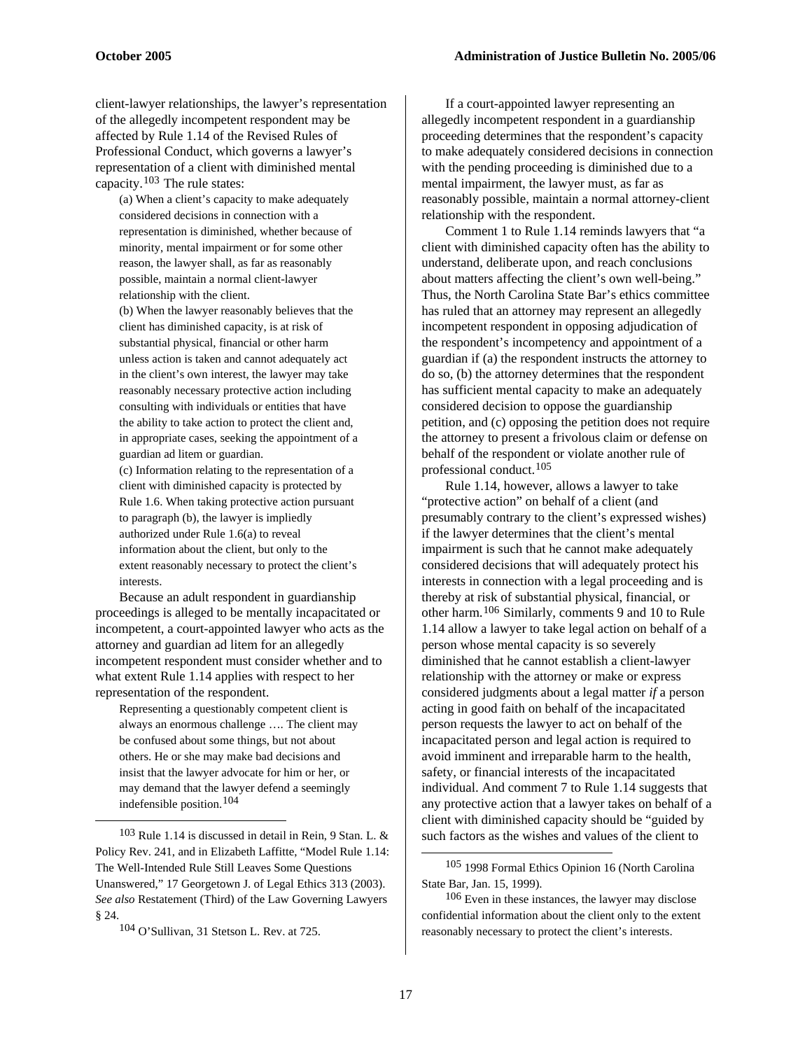client-lawyer relationships, the lawyer's representation of the allegedly incompetent respondent may be affected by Rule 1.14 of the Revised Rules of Professional Conduct, which governs a lawyer's representation of a client with diminished mental capacity.[103] The rule states:

> (a) When a client's capacity to make adequately considered decisions in connection with a representation is diminished, whether because of minority, mental impairment or for some other reason, the lawyer shall, as far as reasonably possible, maintain a normal client-lawyer relationship with the client.
>
> (b) When the lawyer reasonably believes that the client has diminished capacity, is at risk of substantial physical, financial or other harm unless action is taken and cannot adequately act in the client's own interest, the lawyer may take reasonably necessary protective action including consulting with individuals or entities that have the ability to take action to protect the client and, in appropriate cases, seeking the appointment of a guardian ad litem or guardian.
>
> (c) Information relating to the representation of a client with diminished capacity is protected by Rule 1.6. When taking protective action pursuant to paragraph (b), the lawyer is impliedly authorized under Rule 1.6(a) to reveal information about the client, but only to the extent reasonably necessary to protect the client's interests.

Because an adult respondent in guardianship proceedings is alleged to be mentally incapacitated or incompetent, a court-appointed lawyer who acts as the attorney and guardian ad litem for an allegedly incompetent respondent must consider whether and to what extent Rule 1.14 applies with respect to her representation of the respondent.

> Representing a questionably competent client is always an enormous challenge …. The client may be confused about some things, but not about others. He or she may make bad decisions and insist that the lawyer advocate for him or her, or may demand that the lawyer defend a seemingly indefensible position.[104]

If a court-appointed lawyer representing an allegedly incompetent respondent in a guardianship proceeding determines that the respondent's capacity to make adequately considered decisions in connection with the pending proceeding is diminished due to a mental impairment, the lawyer must, as far as reasonably possible, maintain a normal attorney-client relationship with the respondent.

Comment 1 to Rule 1.14 reminds lawyers that "a client with diminished capacity often has the ability to understand, deliberate upon, and reach conclusions about matters affecting the client's own well-being." Thus, the North Carolina State Bar's ethics committee has ruled that an attorney may represent an allegedly incompetent respondent in opposing adjudication of the respondent's incompetency and appointment of a guardian if (a) the respondent instructs the attorney to do so, (b) the attorney determines that the respondent has sufficient mental capacity to make an adequately considered decision to oppose the guardianship petition, and (c) opposing the petition does not require the attorney to present a frivolous claim or defense on behalf of the respondent or violate another rule of professional conduct.[105]

Rule 1.14, however, allows a lawyer to take "protective action" on behalf of a client (and presumably contrary to the client's expressed wishes) if the lawyer determines that the client's mental impairment is such that he cannot make adequately considered decisions that will adequately protect his interests in connection with a legal proceeding and is thereby at risk of substantial physical, financial, or other harm.[106] Similarly, comments 9 and 10 to Rule 1.14 allow a lawyer to take legal action on behalf of a person whose mental capacity is so severely diminished that he cannot establish a client-lawyer relationship with the attorney or make or express considered judgments about a legal matter *if* a person acting in good faith on behalf of the incapacitated person requests the lawyer to act on behalf of the incapacitated person and legal action is required to avoid imminent and irreparable harm to the health, safety, or financial interests of the incapacitated individual. And comment 7 to Rule 1.14 suggests that any protective action that a lawyer takes on behalf of a client with diminished capacity should be "guided by such factors as the wishes and values of the client to

---

[103] Rule 1.14 is discussed in detail in Rein, 9 Stan. L. & Policy Rev. 241, and in Elizabeth Laffitte, "Model Rule 1.14: The Well-Intended Rule Still Leaves Some Questions Unanswered," 17 Georgetown J. of Legal Ethics 313 (2003). *See also* Restatement (Third) of the Law Governing Lawyers § 24.

[104] O'Sullivan, 31 Stetson L. Rev. at 725.

[105] 1998 Formal Ethics Opinion 16 (North Carolina State Bar, Jan. 15, 1999).

[106] Even in these instances, the lawyer may disclose confidential information about the client only to the extent reasonably necessary to protect the client's interests.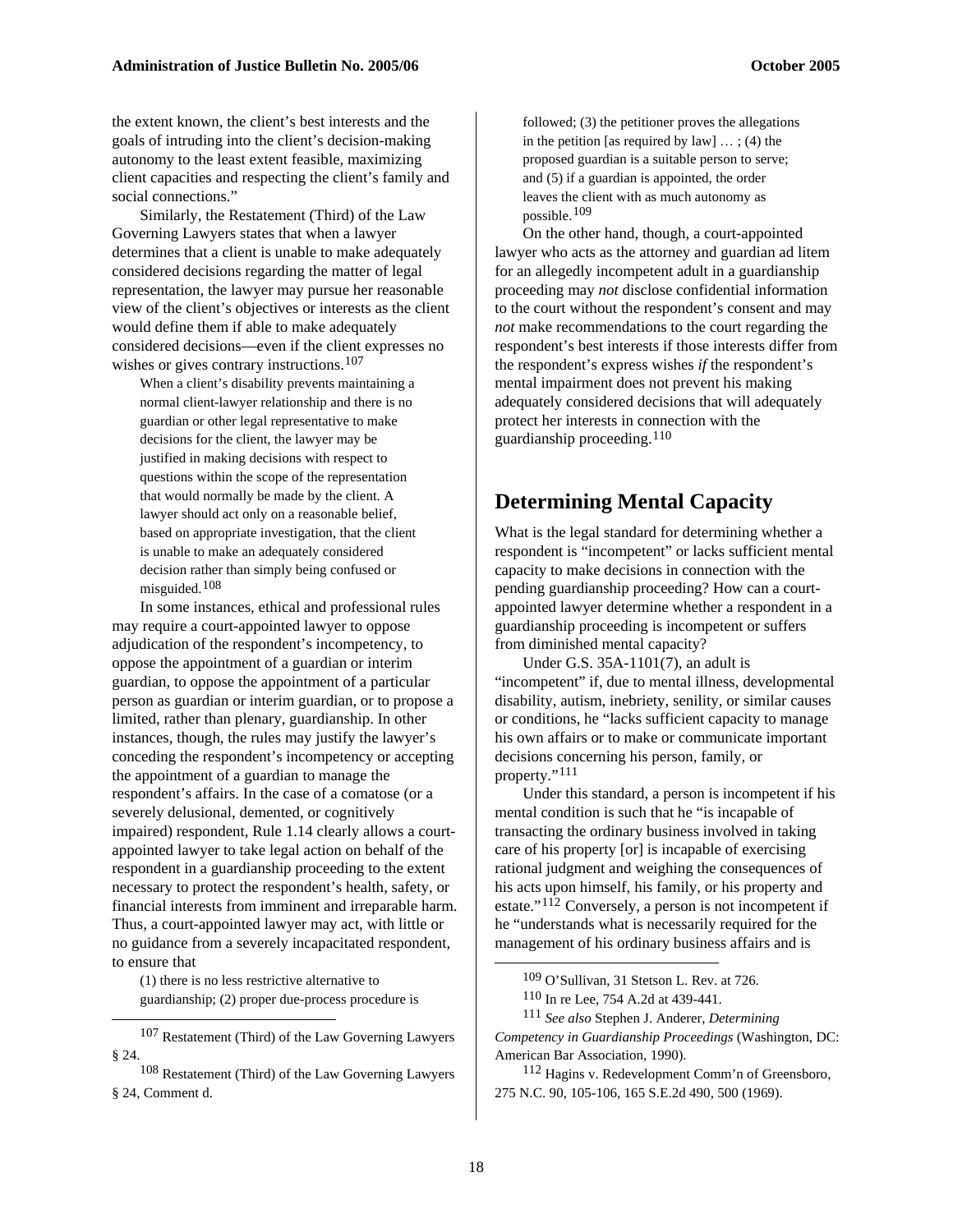the extent known, the client's best interests and the goals of intruding into the client's decision-making autonomy to the least extent feasible, maximizing client capacities and respecting the client's family and social connections."

Similarly, the Restatement (Third) of the Law Governing Lawyers states that when a lawyer determines that a client is unable to make adequately considered decisions regarding the matter of legal representation, the lawyer may pursue her reasonable view of the client's objectives or interests as the client would define them if able to make adequately considered decisions—even if the client expresses no wishes or gives contrary instructions.[107]

> When a client's disability prevents maintaining a normal client-lawyer relationship and there is no guardian or other legal representative to make decisions for the client, the lawyer may be justified in making decisions with respect to questions within the scope of the representation that would normally be made by the client. A lawyer should act only on a reasonable belief, based on appropriate investigation, that the client is unable to make an adequately considered decision rather than simply being confused or misguided.[108]

In some instances, ethical and professional rules may require a court-appointed lawyer to oppose adjudication of the respondent's incompetency, to oppose the appointment of a guardian or interim guardian, to oppose the appointment of a particular person as guardian or interim guardian, or to propose a limited, rather than plenary, guardianship. In other instances, though, the rules may justify the lawyer's conceding the respondent's incompetency or accepting the appointment of a guardian to manage the respondent's affairs. In the case of a comatose (or a severely delusional, demented, or cognitively impaired) respondent, Rule 1.14 clearly allows a court-appointed lawyer to take legal action on behalf of the respondent in a guardianship proceeding to the extent necessary to protect the respondent's health, safety, or financial interests from imminent and irreparable harm. Thus, a court-appointed lawyer may act, with little or no guidance from a severely incapacitated respondent, to ensure that

> (1) there is no less restrictive alternative to guardianship; (2) proper due-process procedure is followed; (3) the petitioner proves the allegations in the petition [as required by law] … ; (4) the proposed guardian is a suitable person to serve; and (5) if a guardian is appointed, the order leaves the client with as much autonomy as possible.[109]

On the other hand, though, a court-appointed lawyer who acts as the attorney and guardian ad litem for an allegedly incompetent adult in a guardianship proceeding may *not* disclose confidential information to the court without the respondent's consent and may *not* make recommendations to the court regarding the respondent's best interests if those interests differ from the respondent's express wishes *if* the respondent's mental impairment does not prevent his making adequately considered decisions that will adequately protect her interests in connection with the guardianship proceeding.[110]

## Determining Mental Capacity

What is the legal standard for determining whether a respondent is "incompetent" or lacks sufficient mental capacity to make decisions in connection with the pending guardianship proceeding? How can a court-appointed lawyer determine whether a respondent in a guardianship proceeding is incompetent or suffers from diminished mental capacity?

Under G.S. 35A-1101(7), an adult is "incompetent" if, due to mental illness, developmental disability, autism, inebriety, senility, or similar causes or conditions, he "lacks sufficient capacity to manage his own affairs or to make or communicate important decisions concerning his person, family, or property."[111]

Under this standard, a person is incompetent if his mental condition is such that he "is incapable of transacting the ordinary business involved in taking care of his property [or] is incapable of exercising rational judgment and weighing the consequences of his acts upon himself, his family, or his property and estate."[112] Conversely, a person is not incompetent if he "understands what is necessarily required for the management of his ordinary business affairs and is

---

[107] Restatement (Third) of the Law Governing Lawyers § 24.

[108] Restatement (Third) of the Law Governing Lawyers § 24, Comment d.

[109] O'Sullivan, 31 Stetson L. Rev. at 726.

[110] In re Lee, 754 A.2d at 439-441.

[111] *See also* Stephen J. Anderer, *Determining Competency in Guardianship Proceedings* (Washington, DC: American Bar Association, 1990).

[112] Hagins v. Redevelopment Comm'n of Greensboro, 275 N.C. 90, 105-106, 165 S.E.2d 490, 500 (1969).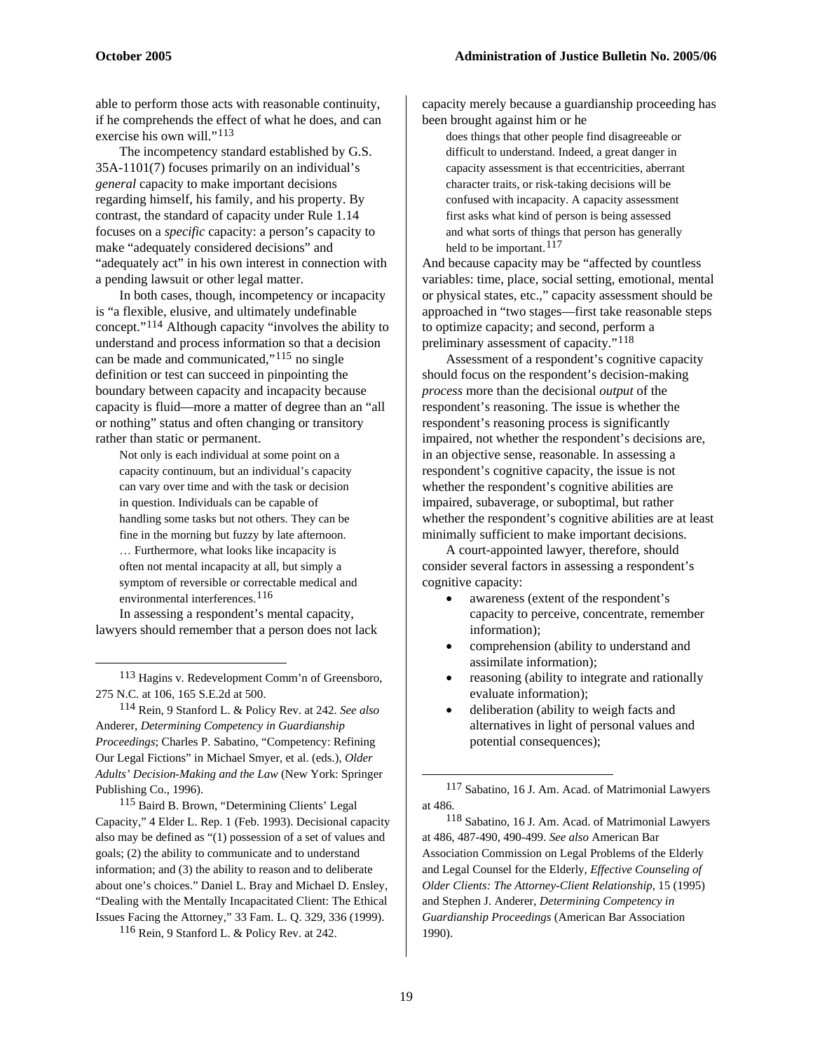able to perform those acts with reasonable continuity, if he comprehends the effect of what he does, and can exercise his own will."[113]

The incompetency standard established by G.S. 35A-1101(7) focuses primarily on an individual's *general* capacity to make important decisions regarding himself, his family, and his property. By contrast, the standard of capacity under Rule 1.14 focuses on a *specific* capacity: a person's capacity to make "adequately considered decisions" and "adequately act" in his own interest in connection with a pending lawsuit or other legal matter.

In both cases, though, incompetency or incapacity is "a flexible, elusive, and ultimately undefinable concept."[114] Although capacity "involves the ability to understand and process information so that a decision can be made and communicated,"[115] no single definition or test can succeed in pinpointing the boundary between capacity and incapacity because capacity is fluid—more a matter of degree than an "all or nothing" status and often changing or transitory rather than static or permanent.

> Not only is each individual at some point on a capacity continuum, but an individual's capacity can vary over time and with the task or decision in question. Individuals can be capable of handling some tasks but not others. They can be fine in the morning but fuzzy by late afternoon. … Furthermore, what looks like incapacity is often not mental incapacity at all, but simply a symptom of reversible or correctable medical and environmental interferences.[116]

In assessing a respondent's mental capacity, lawyers should remember that a person does not lack capacity merely because a guardianship proceeding has been brought against him or he

> does things that other people find disagreeable or difficult to understand. Indeed, a great danger in capacity assessment is that eccentricities, aberrant character traits, or risk-taking decisions will be confused with incapacity. A capacity assessment first asks what kind of person is being assessed and what sorts of things that person has generally held to be important.[117]

And because capacity may be "affected by countless variables: time, place, social setting, emotional, mental or physical states, etc.," capacity assessment should be approached in "two stages—first take reasonable steps to optimize capacity; and second, perform a preliminary assessment of capacity."[118]

Assessment of a respondent's cognitive capacity should focus on the respondent's decision-making *process* more than the decisional *output* of the respondent's reasoning. The issue is whether the respondent's reasoning process is significantly impaired, not whether the respondent's decisions are, in an objective sense, reasonable. In assessing a respondent's cognitive capacity, the issue is not whether the respondent's cognitive abilities are impaired, subaverage, or suboptimal, but rather whether the respondent's cognitive abilities are at least minimally sufficient to make important decisions.

A court-appointed lawyer, therefore, should consider several factors in assessing a respondent's cognitive capacity:

- awareness (extent of the respondent's capacity to perceive, concentrate, remember information);
- comprehension (ability to understand and assimilate information);
- reasoning (ability to integrate and rationally evaluate information);
- deliberation (ability to weigh facts and alternatives in light of personal values and potential consequences);

---

[113] Hagins v. Redevelopment Comm'n of Greensboro, 275 N.C. at 106, 165 S.E.2d at 500.

[114] Rein, 9 Stanford L. & Policy Rev. at 242. *See also* Anderer, *Determining Competency in Guardianship Proceedings*; Charles P. Sabatino, "Competency: Refining Our Legal Fictions" in Michael Smyer, et al. (eds.), *Older Adults' Decision-Making and the Law* (New York: Springer Publishing Co., 1996).

[115] Baird B. Brown, "Determining Clients' Legal Capacity," 4 Elder L. Rep. 1 (Feb. 1993). Decisional capacity also may be defined as "(1) possession of a set of values and goals; (2) the ability to communicate and to understand information; and (3) the ability to reason and to deliberate about one's choices." Daniel L. Bray and Michael D. Ensley, "Dealing with the Mentally Incapacitated Client: The Ethical Issues Facing the Attorney," 33 Fam. L. Q. 329, 336 (1999).

[116] Rein, 9 Stanford L. & Policy Rev. at 242.

[117] Sabatino, 16 J. Am. Acad. of Matrimonial Lawyers at 486.

[118] Sabatino, 16 J. Am. Acad. of Matrimonial Lawyers at 486, 487-490, 490-499. *See also* American Bar Association Commission on Legal Problems of the Elderly and Legal Counsel for the Elderly, *Effective Counseling of Older Clients: The Attorney-Client Relationship*, 15 (1995) and Stephen J. Anderer, *Determining Competency in Guardianship Proceedings* (American Bar Association 1990).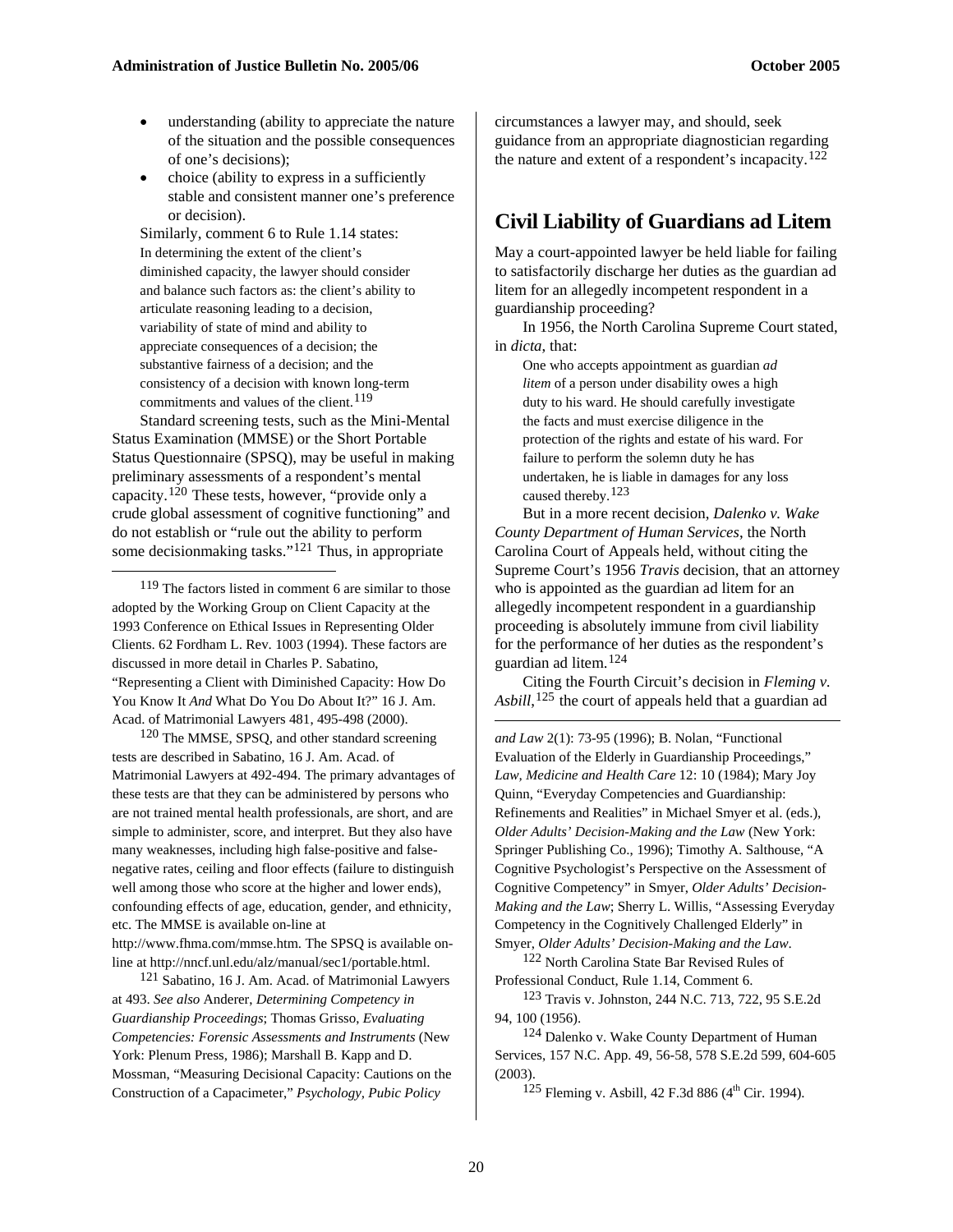- understanding (ability to appreciate the nature of the situation and the possible consequences of one's decisions);
- choice (ability to express in a sufficiently stable and consistent manner one's preference or decision).

Similarly, comment 6 to Rule 1.14 states:

> In determining the extent of the client's diminished capacity, the lawyer should consider and balance such factors as: the client's ability to articulate reasoning leading to a decision, variability of state of mind and ability to appreciate consequences of a decision; the substantive fairness of a decision; and the consistency of a decision with known long-term commitments and values of the client.[119]

Standard screening tests, such as the Mini-Mental Status Examination (MMSE) or the Short Portable Status Questionnaire (SPSQ), may be useful in making preliminary assessments of a respondent's mental capacity.[120] These tests, however, "provide only a crude global assessment of cognitive functioning" and do not establish or "rule out the ability to perform some decisionmaking tasks."[121] Thus, in appropriate circumstances a lawyer may, and should, seek guidance from an appropriate diagnostician regarding the nature and extent of a respondent's incapacity.[122]

## Civil Liability of Guardians ad Litem

May a court-appointed lawyer be held liable for failing to satisfactorily discharge her duties as the guardian ad litem for an allegedly incompetent respondent in a guardianship proceeding?

In 1956, the North Carolina Supreme Court stated, in *dicta*, that:

> One who accepts appointment as guardian *ad litem* of a person under disability owes a high duty to his ward. He should carefully investigate the facts and must exercise diligence in the protection of the rights and estate of his ward. For failure to perform the solemn duty he has undertaken, he is liable in damages for any loss caused thereby.[123]

But in a more recent decision, *Dalenko v. Wake County Department of Human Services*, the North Carolina Court of Appeals held, without citing the Supreme Court's 1956 *Travis* decision, that an attorney who is appointed as the guardian ad litem for an allegedly incompetent respondent in a guardianship proceeding is absolutely immune from civil liability for the performance of her duties as the respondent's guardian ad litem.[124]

Citing the Fourth Circuit's decision in *Fleming v. Asbill*,[125] the court of appeals held that a guardian ad

---

119 The factors listed in comment 6 are similar to those adopted by the Working Group on Client Capacity at the 1993 Conference on Ethical Issues in Representing Older Clients. 62 Fordham L. Rev. 1003 (1994). These factors are discussed in more detail in Charles P. Sabatino, "Representing a Client with Diminished Capacity: How Do You Know It *And* What Do You Do About It?" 16 J. Am. Acad. of Matrimonial Lawyers 481, 495-498 (2000).

120 The MMSE, SPSQ, and other standard screening tests are described in Sabatino, 16 J. Am. Acad. of Matrimonial Lawyers at 492-494. The primary advantages of these tests are that they can be administered by persons who are not trained mental health professionals, are short, and are simple to administer, score, and interpret. But they also have many weaknesses, including high false-positive and false-negative rates, ceiling and floor effects (failure to distinguish well among those who score at the higher and lower ends), confounding effects of age, education, gender, and ethnicity, etc. The MMSE is available on-line at http://www.fhma.com/mmse.htm. The SPSQ is available on-line at http://nncf.unl.edu/alz/manual/sec1/portable.html.

121 Sabatino, 16 J. Am. Acad. of Matrimonial Lawyers at 493. *See also* Anderer, *Determining Competency in Guardianship Proceedings*; Thomas Grisso, *Evaluating Competencies: Forensic Assessments and Instruments* (New York: Plenum Press, 1986); Marshall B. Kapp and D. Mossman, "Measuring Decisional Capacity: Cautions on the Construction of a Capacimeter," *Psychology, Pubic Policy and Law* 2(1): 73-95 (1996); B. Nolan, "Functional Evaluation of the Elderly in Guardianship Proceedings," *Law, Medicine and Health Care* 12: 10 (1984); Mary Joy Quinn, "Everyday Competencies and Guardianship: Refinements and Realities" in Michael Smyer et al. (eds.), *Older Adults' Decision-Making and the Law* (New York: Springer Publishing Co., 1996); Timothy A. Salthouse, "A Cognitive Psychologist's Perspective on the Assessment of Cognitive Competency" in Smyer, *Older Adults' Decision-Making and the Law*; Sherry L. Willis, "Assessing Everyday Competency in the Cognitively Challenged Elderly" in Smyer, *Older Adults' Decision-Making and the Law*.

122 North Carolina State Bar Revised Rules of Professional Conduct, Rule 1.14, Comment 6.

123 Travis v. Johnston, 244 N.C. 713, 722, 95 S.E.2d 94, 100 (1956).

124 Dalenko v. Wake County Department of Human Services, 157 N.C. App. 49, 56-58, 578 S.E.2d 599, 604-605 (2003).

125 Fleming v. Asbill, 42 F.3d 886 (4th Cir. 1994).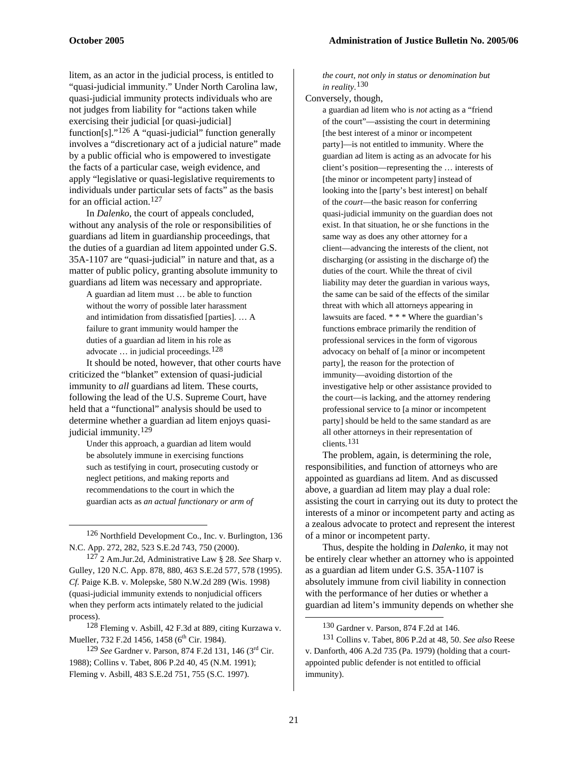litem, as an actor in the judicial process, is entitled to "quasi-judicial immunity." Under North Carolina law, quasi-judicial immunity protects individuals who are not judges from liability for "actions taken while exercising their judicial [or quasi-judicial] function[s]."[126] A "quasi-judicial" function generally involves a "discretionary act of a judicial nature" made by a public official who is empowered to investigate the facts of a particular case, weigh evidence, and apply "legislative or quasi-legislative requirements to individuals under particular sets of facts" as the basis for an official action.[127]

In *Dalenko*, the court of appeals concluded, without any analysis of the role or responsibilities of guardians ad litem in guardianship proceedings, that the duties of a guardian ad litem appointed under G.S. 35A-1107 are "quasi-judicial" in nature and that, as a matter of public policy, granting absolute immunity to guardians ad litem was necessary and appropriate.

> A guardian ad litem must … be able to function without the worry of possible later harassment and intimidation from dissatisfied [parties]. … A failure to grant immunity would hamper the duties of a guardian ad litem in his role as advocate … in judicial proceedings.[128]

It should be noted, however, that other courts have criticized the "blanket" extension of quasi-judicial immunity to *all* guardians ad litem. These courts, following the lead of the U.S. Supreme Court, have held that a "functional" analysis should be used to determine whether a guardian ad litem enjoys quasi-judicial immunity.[129]

> Under this approach, a guardian ad litem would be absolutely immune in exercising functions such as testifying in court, prosecuting custody or neglect petitions, and making reports and recommendations to the court in which the guardian acts as *an actual functionary or arm of the court, not only in status or denomination but in reality*.[130]

Conversely, though,

> a guardian ad litem who is *not* acting as a "friend of the court"—assisting the court in determining [the best interest of a minor or incompetent party]—is not entitled to immunity. Where the guardian ad litem is acting as an advocate for his client's position—representing the … interests of [the minor or incompetent party] instead of looking into the [party's best interest] on behalf of the *court*—the basic reason for conferring quasi-judicial immunity on the guardian does not exist. In that situation, he or she functions in the same way as does any other attorney for a client—advancing the interests of the client, not discharging (or assisting in the discharge of) the duties of the court. While the threat of civil liability may deter the guardian in various ways, the same can be said of the effects of the similar threat with which all attorneys appearing in lawsuits are faced. * * * Where the guardian's functions embrace primarily the rendition of professional services in the form of vigorous advocacy on behalf of [a minor or incompetent party], the reason for the protection of immunity—avoiding distortion of the investigative help or other assistance provided to the court—is lacking, and the attorney rendering professional service to [a minor or incompetent party] should be held to the same standard as are all other attorneys in their representation of clients.[131]

The problem, again, is determining the role, responsibilities, and function of attorneys who are appointed as guardians ad litem. And as discussed above, a guardian ad litem may play a dual role: assisting the court in carrying out its duty to protect the interests of a minor or incompetent party and acting as a zealous advocate to protect and represent the interest of a minor or incompetent party.

Thus, despite the holding in *Dalenko*, it may not be entirely clear whether an attorney who is appointed as a guardian ad litem under G.S. 35A-1107 is absolutely immune from civil liability in connection with the performance of her duties or whether a guardian ad litem's immunity depends on whether she

---

[126] Northfield Development Co., Inc. v. Burlington, 136 N.C. App. 272, 282, 523 S.E.2d 743, 750 (2000).

[127] 2 Am.Jur.2d, Administrative Law § 28. *See* Sharp v. Gulley, 120 N.C. App. 878, 880, 463 S.E.2d 577, 578 (1995). *Cf.* Paige K.B. v. Molepske, 580 N.W.2d 289 (Wis. 1998) (quasi-judicial immunity extends to nonjudicial officers when they perform acts intimately related to the judicial process).

[128] Fleming v. Asbill, 42 F.3d at 889, citing Kurzawa v. Mueller, 732 F.2d 1456, 1458 (6th Cir. 1984).

[129] *See* Gardner v. Parson, 874 F.2d 131, 146 (3rd Cir. 1988); Collins v. Tabet, 806 P.2d 40, 45 (N.M. 1991); Fleming v. Asbill, 483 S.E.2d 751, 755 (S.C. 1997).

[130] Gardner v. Parson, 874 F.2d at 146.

[131] Collins v. Tabet, 806 P.2d at 48, 50. *See also* Reese v. Danforth, 406 A.2d 735 (Pa. 1979) (holding that a court-appointed public defender is not entitled to official immunity).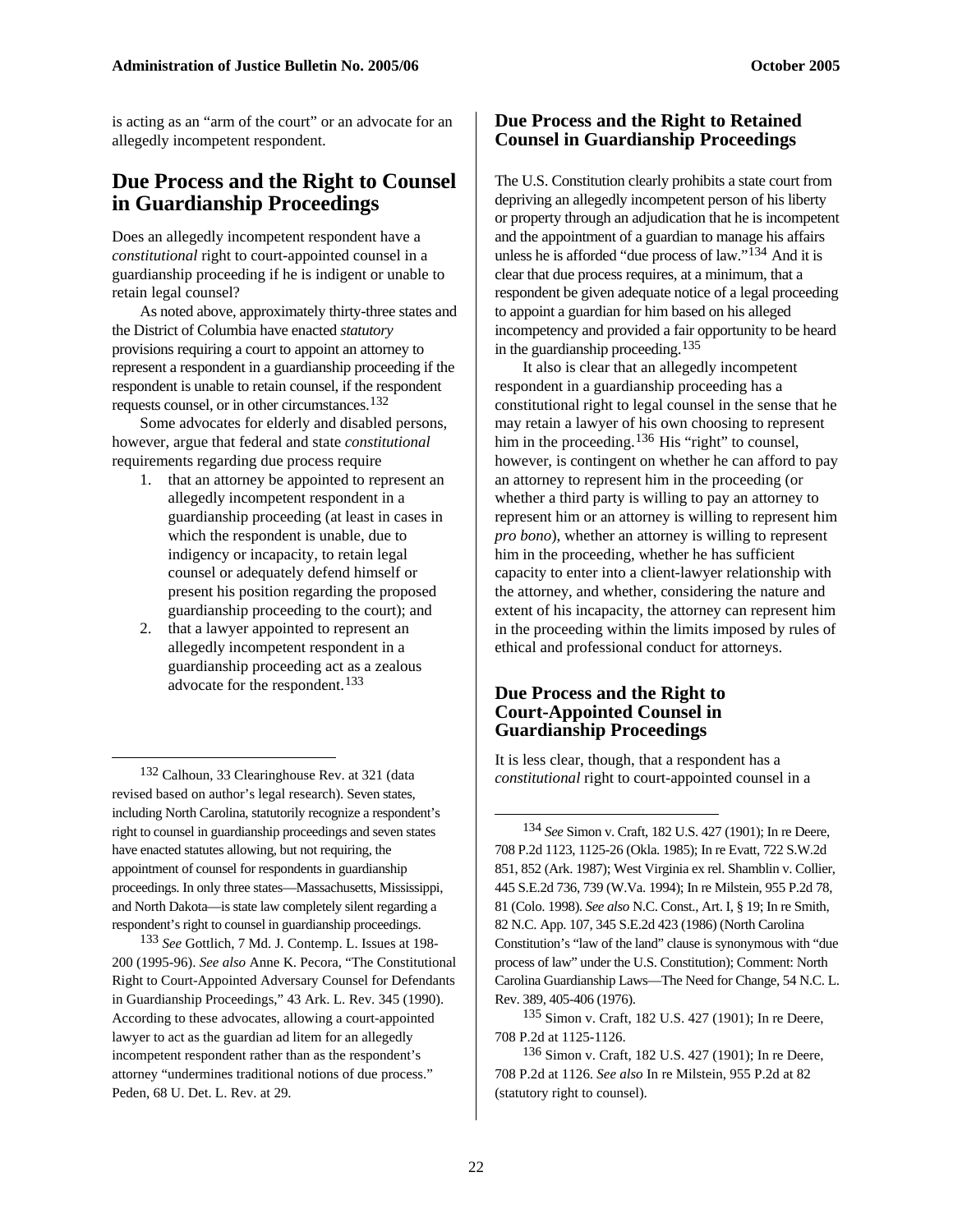is acting as an "arm of the court" or an advocate for an allegedly incompetent respondent.

## Due Process and the Right to Counsel in Guardianship Proceedings

Does an allegedly incompetent respondent have a *constitutional* right to court-appointed counsel in a guardianship proceeding if he is indigent or unable to retain legal counsel?

As noted above, approximately thirty-three states and the District of Columbia have enacted *statutory* provisions requiring a court to appoint an attorney to represent a respondent in a guardianship proceeding if the respondent is unable to retain counsel, if the respondent requests counsel, or in other circumstances.[132]

Some advocates for elderly and disabled persons, however, argue that federal and state *constitutional* requirements regarding due process require

1. that an attorney be appointed to represent an allegedly incompetent respondent in a guardianship proceeding (at least in cases in which the respondent is unable, due to indigency or incapacity, to retain legal counsel or adequately defend himself or present his position regarding the proposed guardianship proceeding to the court); and
2. that a lawyer appointed to represent an allegedly incompetent respondent in a guardianship proceeding act as a zealous advocate for the respondent.[133]

### Due Process and the Right to Retained Counsel in Guardianship Proceedings

The U.S. Constitution clearly prohibits a state court from depriving an allegedly incompetent person of his liberty or property through an adjudication that he is incompetent and the appointment of a guardian to manage his affairs unless he is afforded "due process of law."[134] And it is clear that due process requires, at a minimum, that a respondent be given adequate notice of a legal proceeding to appoint a guardian for him based on his alleged incompetency and provided a fair opportunity to be heard in the guardianship proceeding.[135]

It also is clear that an allegedly incompetent respondent in a guardianship proceeding has a constitutional right to legal counsel in the sense that he may retain a lawyer of his own choosing to represent him in the proceeding.[136] His "right" to counsel, however, is contingent on whether he can afford to pay an attorney to represent him in the proceeding (or whether a third party is willing to pay an attorney to represent him or an attorney is willing to represent him *pro bono*), whether an attorney is willing to represent him in the proceeding, whether he has sufficient capacity to enter into a client-lawyer relationship with the attorney, and whether, considering the nature and extent of his incapacity, the attorney can represent him in the proceeding within the limits imposed by rules of ethical and professional conduct for attorneys.

### Due Process and the Right to Court-Appointed Counsel in Guardianship Proceedings

It is less clear, though, that a respondent has a *constitutional* right to court-appointed counsel in a

---

[132] Calhoun, 33 Clearinghouse Rev. at 321 (data revised based on author's legal research). Seven states, including North Carolina, statutorily recognize a respondent's right to counsel in guardianship proceedings and seven states have enacted statutes allowing, but not requiring, the appointment of counsel for respondents in guardianship proceedings. In only three states—Massachusetts, Mississippi, and North Dakota—is state law completely silent regarding a respondent's right to counsel in guardianship proceedings.

[133] *See* Gottlich, 7 Md. J. Contemp. L. Issues at 198-200 (1995-96). *See also* Anne K. Pecora, "The Constitutional Right to Court-Appointed Adversary Counsel for Defendants in Guardianship Proceedings," 43 Ark. L. Rev. 345 (1990). According to these advocates, allowing a court-appointed lawyer to act as the guardian ad litem for an allegedly incompetent respondent rather than as the respondent's attorney "undermines traditional notions of due process." Peden, 68 U. Det. L. Rev. at 29.

[134] *See* Simon v. Craft, 182 U.S. 427 (1901); In re Deere, 708 P.2d 1123, 1125-26 (Okla. 1985); In re Evatt, 722 S.W.2d 851, 852 (Ark. 1987); West Virginia ex rel. Shamblin v. Collier, 445 S.E.2d 736, 739 (W.Va. 1994); In re Milstein, 955 P.2d 78, 81 (Colo. 1998). *See also* N.C. Const., Art. I, § 19; In re Smith, 82 N.C. App. 107, 345 S.E.2d 423 (1986) (North Carolina Constitution's "law of the land" clause is synonymous with "due process of law" under the U.S. Constitution); Comment: North Carolina Guardianship Laws—The Need for Change, 54 N.C. L. Rev. 389, 405-406 (1976).

[135] Simon v. Craft, 182 U.S. 427 (1901); In re Deere, 708 P.2d at 1125-1126.

[136] Simon v. Craft, 182 U.S. 427 (1901); In re Deere, 708 P.2d at 1126. *See also* In re Milstein, 955 P.2d at 82 (statutory right to counsel).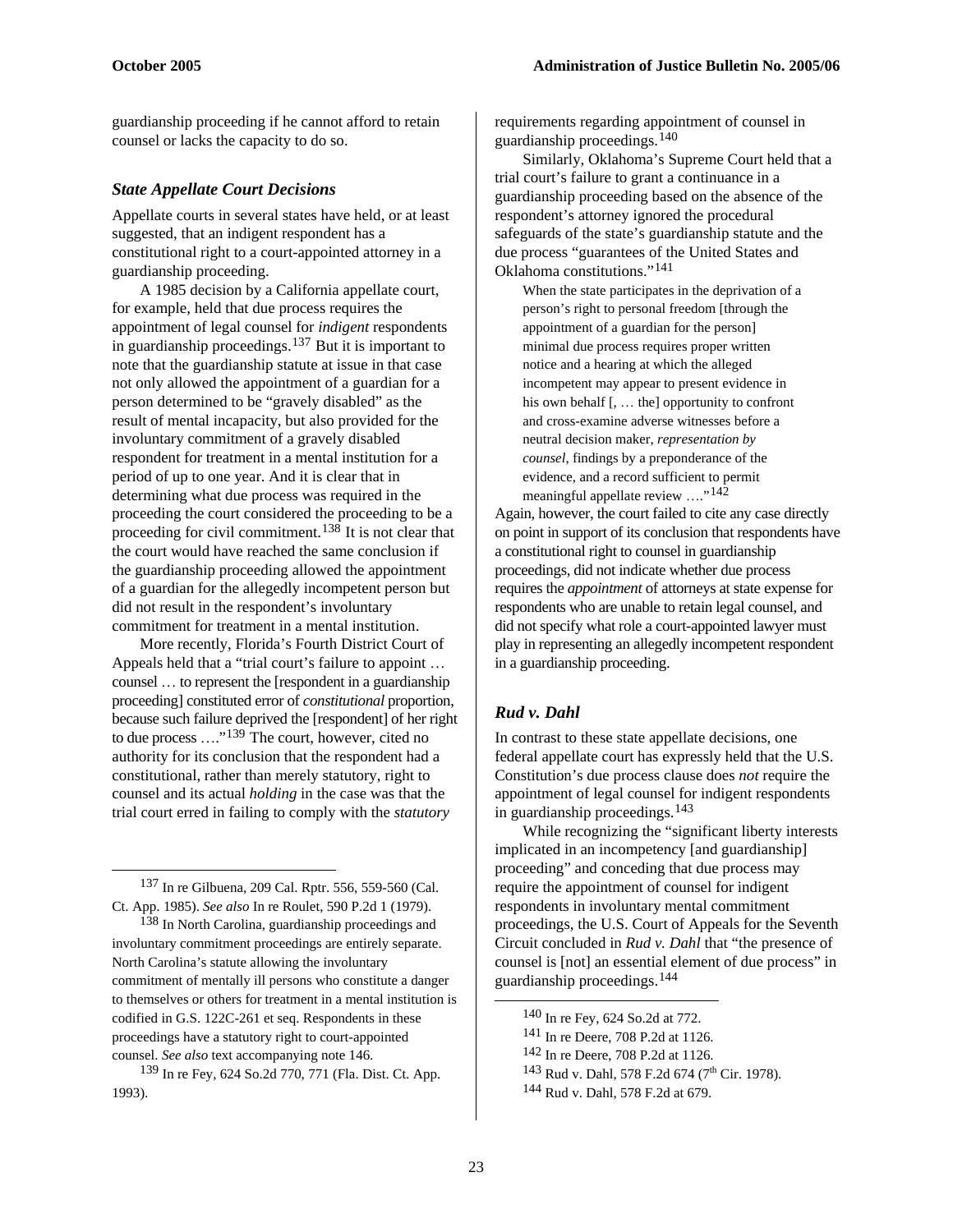guardianship proceeding if he cannot afford to retain counsel or lacks the capacity to do so.

### *State Appellate Court Decisions*

Appellate courts in several states have held, or at least suggested, that an indigent respondent has a constitutional right to a court-appointed attorney in a guardianship proceeding.

A 1985 decision by a California appellate court, for example, held that due process requires the appointment of legal counsel for *indigent* respondents in guardianship proceedings.[137] But it is important to note that the guardianship statute at issue in that case not only allowed the appointment of a guardian for a person determined to be "gravely disabled" as the result of mental incapacity, but also provided for the involuntary commitment of a gravely disabled respondent for treatment in a mental institution for a period of up to one year. And it is clear that in determining what due process was required in the proceeding the court considered the proceeding to be a proceeding for civil commitment.[138] It is not clear that the court would have reached the same conclusion if the guardianship proceeding allowed the appointment of a guardian for the allegedly incompetent person but did not result in the respondent's involuntary commitment for treatment in a mental institution.

More recently, Florida's Fourth District Court of Appeals held that a "trial court's failure to appoint … counsel … to represent the [respondent in a guardianship proceeding] constituted error of *constitutional* proportion, because such failure deprived the [respondent] of her right to due process …."[139] The court, however, cited no authority for its conclusion that the respondent had a constitutional, rather than merely statutory, right to counsel and its actual *holding* in the case was that the trial court erred in failing to comply with the *statutory* requirements regarding appointment of counsel in guardianship proceedings.[140]

Similarly, Oklahoma's Supreme Court held that a trial court's failure to grant a continuance in a guardianship proceeding based on the absence of the respondent's attorney ignored the procedural safeguards of the state's guardianship statute and the due process "guarantees of the United States and Oklahoma constitutions."[141]

> When the state participates in the deprivation of a person's right to personal freedom [through the appointment of a guardian for the person] minimal due process requires proper written notice and a hearing at which the alleged incompetent may appear to present evidence in his own behalf [, … the] opportunity to confront and cross-examine adverse witnesses before a neutral decision maker, *representation by counsel*, findings by a preponderance of the evidence, and a record sufficient to permit meaningful appellate review …."[142]

Again, however, the court failed to cite any case directly on point in support of its conclusion that respondents have a constitutional right to counsel in guardianship proceedings, did not indicate whether due process requires the *appointment* of attorneys at state expense for respondents who are unable to retain legal counsel, and did not specify what role a court-appointed lawyer must play in representing an allegedly incompetent respondent in a guardianship proceeding.

### *Rud v. Dahl*

In contrast to these state appellate decisions, one federal appellate court has expressly held that the U.S. Constitution's due process clause does *not* require the appointment of legal counsel for indigent respondents in guardianship proceedings.[143]

While recognizing the "significant liberty interests implicated in an incompetency [and guardianship] proceeding" and conceding that due process may require the appointment of counsel for indigent respondents in involuntary mental commitment proceedings, the U.S. Court of Appeals for the Seventh Circuit concluded in *Rud v. Dahl* that "the presence of counsel is [not] an essential element of due process" in guardianship proceedings.[144]

---

[137] In re Gilbuena, 209 Cal. Rptr. 556, 559-560 (Cal. Ct. App. 1985). *See also* In re Roulet, 590 P.2d 1 (1979).

[138] In North Carolina, guardianship proceedings and involuntary commitment proceedings are entirely separate. North Carolina's statute allowing the involuntary commitment of mentally ill persons who constitute a danger to themselves or others for treatment in a mental institution is codified in G.S. 122C-261 et seq. Respondents in these proceedings have a statutory right to court-appointed counsel. *See also* text accompanying note 146.

[139] In re Fey, 624 So.2d 770, 771 (Fla. Dist. Ct. App. 1993).

[140] In re Fey, 624 So.2d at 772.

[141] In re Deere, 708 P.2d at 1126.

[142] In re Deere, 708 P.2d at 1126.

[143] Rud v. Dahl, 578 F.2d 674 (7th Cir. 1978).

[144] Rud v. Dahl, 578 F.2d at 679.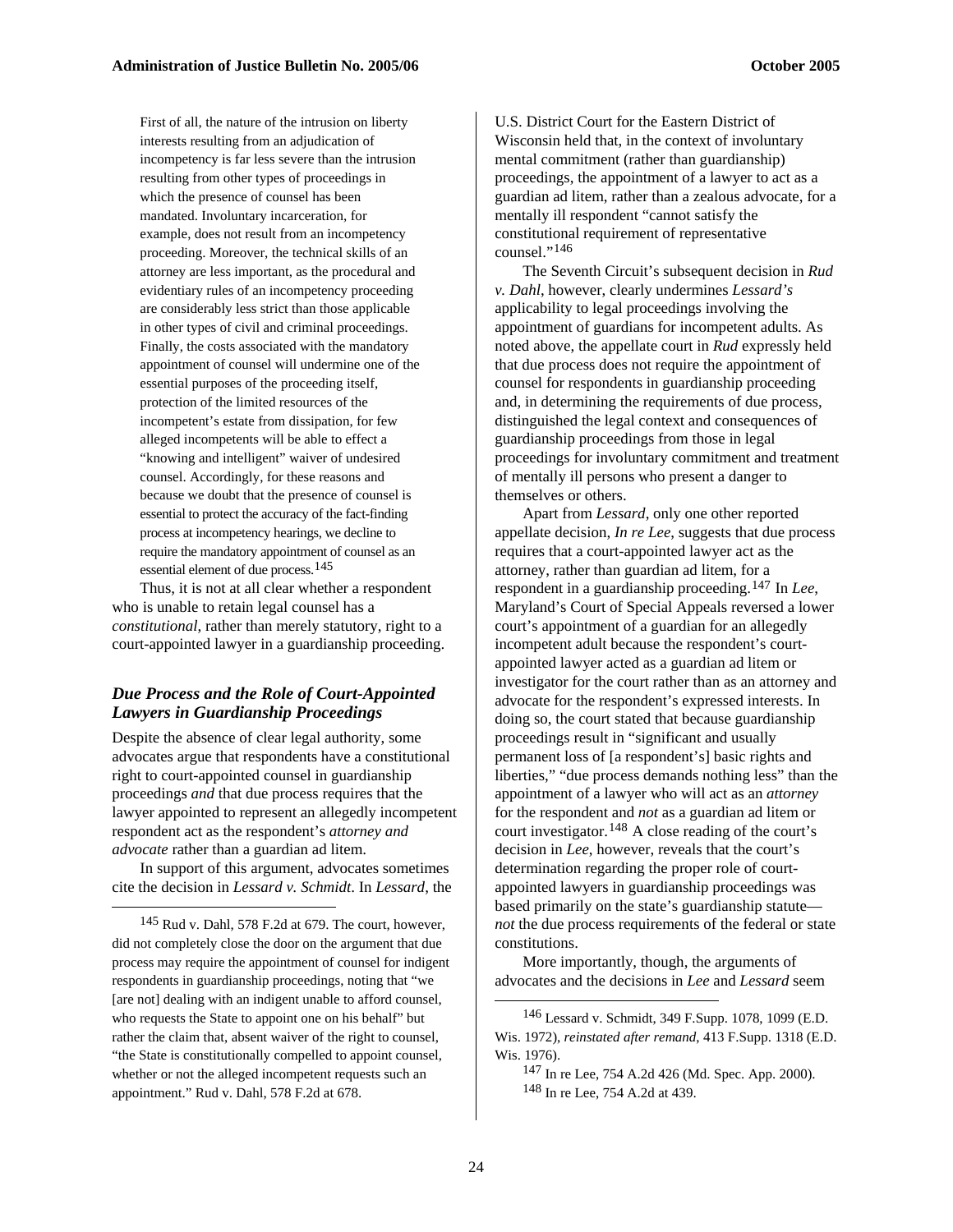> First of all, the nature of the intrusion on liberty interests resulting from an adjudication of incompetency is far less severe than the intrusion resulting from other types of proceedings in which the presence of counsel has been mandated. Involuntary incarceration, for example, does not result from an incompetency proceeding. Moreover, the technical skills of an attorney are less important, as the procedural and evidentiary rules of an incompetency proceeding are considerably less strict than those applicable in other types of civil and criminal proceedings. Finally, the costs associated with the mandatory appointment of counsel will undermine one of the essential purposes of the proceeding itself, protection of the limited resources of the incompetent's estate from dissipation, for few alleged incompetents will be able to effect a "knowing and intelligent" waiver of undesired counsel. Accordingly, for these reasons and because we doubt that the presence of counsel is essential to protect the accuracy of the fact-finding process at incompetency hearings, we decline to require the mandatory appointment of counsel as an essential element of due process.[145]

Thus, it is not at all clear whether a respondent who is unable to retain legal counsel has a *constitutional*, rather than merely statutory, right to a court-appointed lawyer in a guardianship proceeding.

### *Due Process and the Role of Court-Appointed Lawyers in Guardianship Proceedings*

Despite the absence of clear legal authority, some advocates argue that respondents have a constitutional right to court-appointed counsel in guardianship proceedings *and* that due process requires that the lawyer appointed to represent an allegedly incompetent respondent act as the respondent's *attorney and advocate* rather than a guardian ad litem.

In support of this argument, advocates sometimes cite the decision in *Lessard v. Schmidt*. In *Lessard*, the U.S. District Court for the Eastern District of Wisconsin held that, in the context of involuntary mental commitment (rather than guardianship) proceedings, the appointment of a lawyer to act as a guardian ad litem, rather than a zealous advocate, for a mentally ill respondent "cannot satisfy the constitutional requirement of representative counsel."[146]

The Seventh Circuit's subsequent decision in *Rud v. Dahl*, however, clearly undermines *Lessard's* applicability to legal proceedings involving the appointment of guardians for incompetent adults. As noted above, the appellate court in *Rud* expressly held that due process does not require the appointment of counsel for respondents in guardianship proceeding and, in determining the requirements of due process, distinguished the legal context and consequences of guardianship proceedings from those in legal proceedings for involuntary commitment and treatment of mentally ill persons who present a danger to themselves or others.

Apart from *Lessard*, only one other reported appellate decision, *In re Lee*, suggests that due process requires that a court-appointed lawyer act as the attorney, rather than guardian ad litem, for a respondent in a guardianship proceeding.[147] In *Lee*, Maryland's Court of Special Appeals reversed a lower court's appointment of a guardian for an allegedly incompetent adult because the respondent's court-appointed lawyer acted as a guardian ad litem or investigator for the court rather than as an attorney and advocate for the respondent's expressed interests. In doing so, the court stated that because guardianship proceedings result in "significant and usually permanent loss of [a respondent's] basic rights and liberties," "due process demands nothing less" than the appointment of a lawyer who will act as an *attorney* for the respondent and *not* as a guardian ad litem or court investigator.[148] A close reading of the court's decision in *Lee*, however, reveals that the court's determination regarding the proper role of court-appointed lawyers in guardianship proceedings was based primarily on the state's guardianship statute—*not* the due process requirements of the federal or state constitutions.

More importantly, though, the arguments of advocates and the decisions in *Lee* and *Lessard* seem

---

[145] Rud v. Dahl, 578 F.2d at 679. The court, however, did not completely close the door on the argument that due process may require the appointment of counsel for indigent respondents in guardianship proceedings, noting that "we [are not] dealing with an indigent unable to afford counsel, who requests the State to appoint one on his behalf" but rather the claim that, absent waiver of the right to counsel, "the State is constitutionally compelled to appoint counsel, whether or not the alleged incompetent requests such an appointment." Rud v. Dahl, 578 F.2d at 678.

[146] Lessard v. Schmidt, 349 F.Supp. 1078, 1099 (E.D. Wis. 1972), *reinstated after remand*, 413 F.Supp. 1318 (E.D. Wis. 1976).

[147] In re Lee, 754 A.2d 426 (Md. Spec. App. 2000).

[148] In re Lee, 754 A.2d at 439.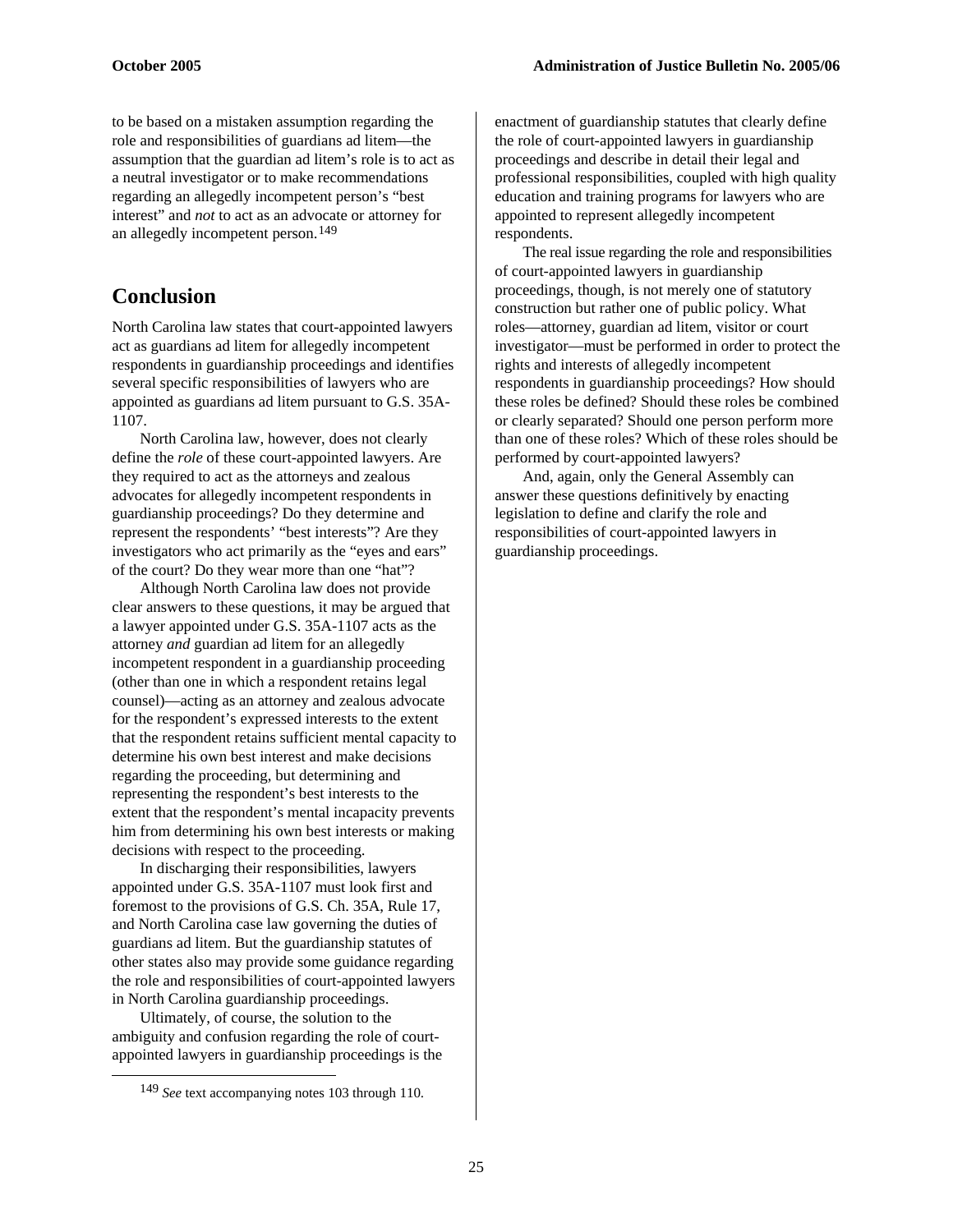to be based on a mistaken assumption regarding the role and responsibilities of guardians ad litem—the assumption that the guardian ad litem's role is to act as a neutral investigator or to make recommendations regarding an allegedly incompetent person's "best interest" and *not* to act as an advocate or attorney for an allegedly incompetent person.[149]

## Conclusion

North Carolina law states that court-appointed lawyers act as guardians ad litem for allegedly incompetent respondents in guardianship proceedings and identifies several specific responsibilities of lawyers who are appointed as guardians ad litem pursuant to G.S. 35A-1107.

North Carolina law, however, does not clearly define the *role* of these court-appointed lawyers. Are they required to act as the attorneys and zealous advocates for allegedly incompetent respondents in guardianship proceedings? Do they determine and represent the respondents' "best interests"? Are they investigators who act primarily as the "eyes and ears" of the court? Do they wear more than one "hat"?

Although North Carolina law does not provide clear answers to these questions, it may be argued that a lawyer appointed under G.S. 35A-1107 acts as the attorney *and* guardian ad litem for an allegedly incompetent respondent in a guardianship proceeding (other than one in which a respondent retains legal counsel)—acting as an attorney and zealous advocate for the respondent's expressed interests to the extent that the respondent retains sufficient mental capacity to determine his own best interest and make decisions regarding the proceeding, but determining and representing the respondent's best interests to the extent that the respondent's mental incapacity prevents him from determining his own best interests or making decisions with respect to the proceeding.

In discharging their responsibilities, lawyers appointed under G.S. 35A-1107 must look first and foremost to the provisions of G.S. Ch. 35A, Rule 17, and North Carolina case law governing the duties of guardians ad litem. But the guardianship statutes of other states also may provide some guidance regarding the role and responsibilities of court-appointed lawyers in North Carolina guardianship proceedings.

Ultimately, of course, the solution to the ambiguity and confusion regarding the role of court-appointed lawyers in guardianship proceedings is the enactment of guardianship statutes that clearly define the role of court-appointed lawyers in guardianship proceedings and describe in detail their legal and professional responsibilities, coupled with high quality education and training programs for lawyers who are appointed to represent allegedly incompetent respondents.

The real issue regarding the role and responsibilities of court-appointed lawyers in guardianship proceedings, though, is not merely one of statutory construction but rather one of public policy. What roles—attorney, guardian ad litem, visitor or court investigator—must be performed in order to protect the rights and interests of allegedly incompetent respondents in guardianship proceedings? How should these roles be defined? Should these roles be combined or clearly separated? Should one person perform more than one of these roles? Which of these roles should be performed by court-appointed lawyers?

And, again, only the General Assembly can answer these questions definitively by enacting legislation to define and clarify the role and responsibilities of court-appointed lawyers in guardianship proceedings.

[149] *See* text accompanying notes 103 through 110.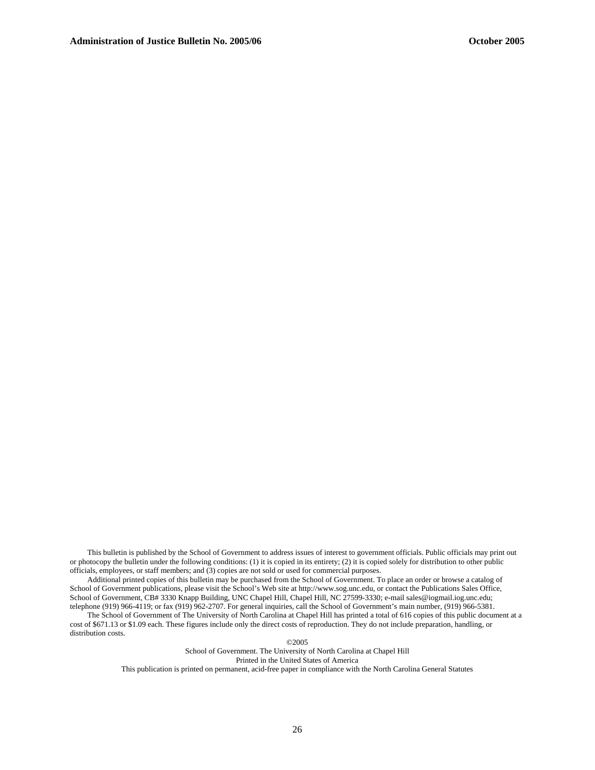This bulletin is published by the School of Government to address issues of interest to government officials. Public officials may print out or photocopy the bulletin under the following conditions: (1) it is copied in its entirety; (2) it is copied solely for distribution to other public officials, employees, or staff members; and (3) copies are not sold or used for commercial purposes.

Additional printed copies of this bulletin may be purchased from the School of Government. To place an order or browse a catalog of School of Government publications, please visit the School's Web site at http://www.sog.unc.edu, or contact the Publications Sales Office, School of Government, CB# 3330 Knapp Building, UNC Chapel Hill, Chapel Hill, NC 27599-3330; e-mail sales@iogmail.iog.unc.edu; telephone (919) 966-4119; or fax (919) 962-2707. For general inquiries, call the School of Government's main number, (919) 966-5381.

The School of Government of The University of North Carolina at Chapel Hill has printed a total of 616 copies of this public document at a cost of $671.13 or $1.09 each. These figures include only the direct costs of reproduction. They do not include preparation, handling, or distribution costs.

©2005

School of Government. The University of North Carolina at Chapel Hill

Printed in the United States of America

This publication is printed on permanent, acid-free paper in compliance with the North Carolina General Statutes